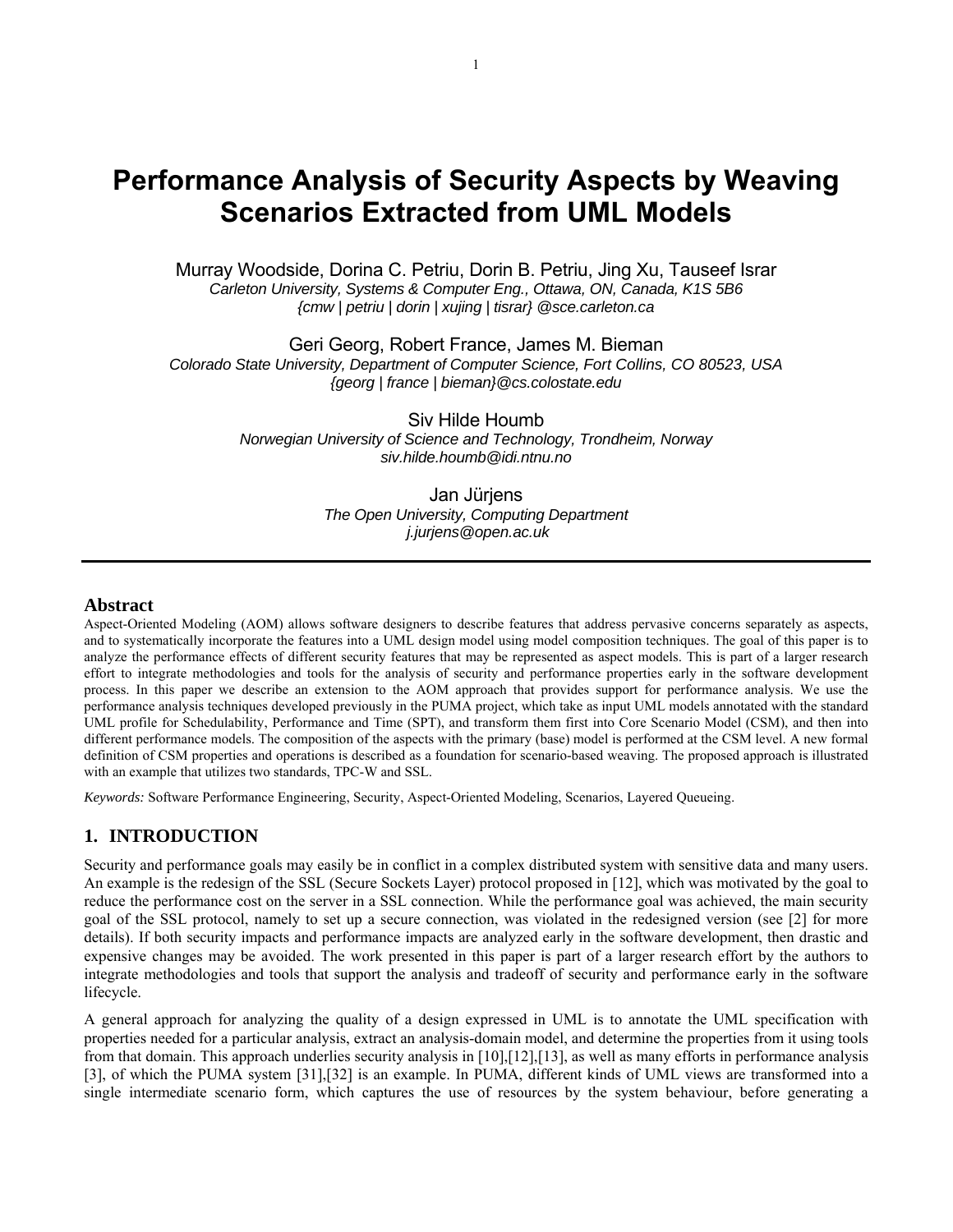# Performance Analysis of Security Aspects by Weaving Scenarios Extracted from UML Models

Murray Woodside, Dorina C. Petriu, Dorin B. Petriu, Jing Xu, Tauseef Israr
*Carleton University, Systems & Computer Eng., Ottawa, ON, Canada, K1S 5B6*
*{cmw | petriu | dorin | xujing | tisrar} @sce.carleton.ca*

Geri Georg, Robert France, James M. Bieman
*Colorado State University, Department of Computer Science, Fort Collins, CO 80523, USA*
*{georg | france | bieman}@cs.colostate.edu*

Siv Hilde Houmb
*Norwegian University of Science and Technology, Trondheim, Norway*
*siv.hilde.houmb@idi.ntnu.no*

Jan Jürjens
*The Open University, Computing Department*
*j.jurjens@open.ac.uk*

## Abstract

Aspect-Oriented Modeling (AOM) allows software designers to describe features that address pervasive concerns separately as aspects, and to systematically incorporate the features into a UML design model using model composition techniques. The goal of this paper is to analyze the performance effects of different security features that may be represented as aspect models. This is part of a larger research effort to integrate methodologies and tools for the analysis of security and performance properties early in the software development process. In this paper we describe an extension to the AOM approach that provides support for performance analysis. We use the performance analysis techniques developed previously in the PUMA project, which take as input UML models annotated with the standard UML profile for Schedulability, Performance and Time (SPT), and transform them first into Core Scenario Model (CSM), and then into different performance models. The composition of the aspects with the primary (base) model is performed at the CSM level. A new formal definition of CSM properties and operations is described as a foundation for scenario-based weaving. The proposed approach is illustrated with an example that utilizes two standards, TPC-W and SSL.

*Keywords:* Software Performance Engineering, Security, Aspect-Oriented Modeling, Scenarios, Layered Queueing.

## 1. INTRODUCTION

Security and performance goals may easily be in conflict in a complex distributed system with sensitive data and many users. An example is the redesign of the SSL (Secure Sockets Layer) protocol proposed in [12], which was motivated by the goal to reduce the performance cost on the server in a SSL connection. While the performance goal was achieved, the main security goal of the SSL protocol, namely to set up a secure connection, was violated in the redesigned version (see [2] for more details). If both security impacts and performance impacts are analyzed early in the software development, then drastic and expensive changes may be avoided. The work presented in this paper is part of a larger research effort by the authors to integrate methodologies and tools that support the analysis and tradeoff of security and performance early in the software lifecycle.

A general approach for analyzing the quality of a design expressed in UML is to annotate the UML specification with properties needed for a particular analysis, extract an analysis-domain model, and determine the properties from it using tools from that domain. This approach underlies security analysis in [10],[12],[13], as well as many efforts in performance analysis [3], of which the PUMA system [31],[32] is an example. In PUMA, different kinds of UML views are transformed into a single intermediate scenario form, which captures the use of resources by the system behaviour, before generating a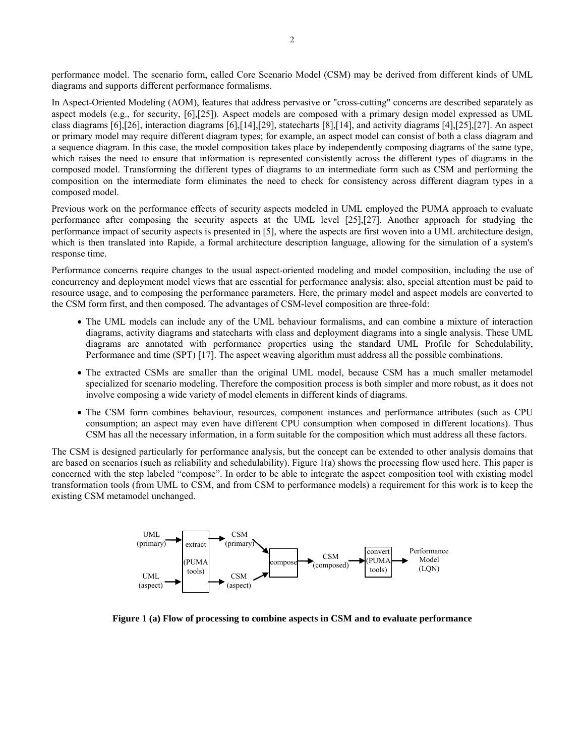performance model. The scenario form, called Core Scenario Model (CSM) may be derived from different kinds of UML diagrams and supports different performance formalisms.

In Aspect-Oriented Modeling (AOM), features that address pervasive or "cross-cutting" concerns are described separately as aspect models (e.g., for security, [6],[25]). Aspect models are composed with a primary design model expressed as UML class diagrams [6],[26], interaction diagrams [6],[14],[29], statecharts [8],[14], and activity diagrams [4],[25],[27]. An aspect or primary model may require different diagram types; for example, an aspect model can consist of both a class diagram and a sequence diagram. In this case, the model composition takes place by independently composing diagrams of the same type, which raises the need to ensure that information is represented consistently across the different types of diagrams in the composed model. Transforming the different types of diagrams to an intermediate form such as CSM and performing the composition on the intermediate form eliminates the need to check for consistency across different diagram types in a composed model.

Previous work on the performance effects of security aspects modeled in UML employed the PUMA approach to evaluate performance after composing the security aspects at the UML level [25],[27]. Another approach for studying the performance impact of security aspects is presented in [5], where the aspects are first woven into a UML architecture design, which is then translated into Rapide, a formal architecture description language, allowing for the simulation of a system's response time.

Performance concerns require changes to the usual aspect-oriented modeling and model composition, including the use of concurrency and deployment model views that are essential for performance analysis; also, special attention must be paid to resource usage, and to composing the performance parameters. Here, the primary model and aspect models are converted to the CSM form first, and then composed. The advantages of CSM-level composition are three-fold:

- The UML models can include any of the UML behaviour formalisms, and can combine a mixture of interaction diagrams, activity diagrams and statecharts with class and deployment diagrams into a single analysis. These UML diagrams are annotated with performance properties using the standard UML Profile for Schedulability, Performance and time (SPT) [17]. The aspect weaving algorithm must address all the possible combinations.
- The extracted CSMs are smaller than the original UML model, because CSM has a much smaller metamodel specialized for scenario modeling. Therefore the composition process is both simpler and more robust, as it does not involve composing a wide variety of model elements in different kinds of diagrams.
- The CSM form combines behaviour, resources, component instances and performance attributes (such as CPU consumption; an aspect may even have different CPU consumption when composed in different locations). Thus CSM has all the necessary information, in a form suitable for the composition which must address all these factors.

The CSM is designed particularly for performance analysis, but the concept can be extended to other analysis domains that are based on scenarios (such as reliability and schedulability). Figure 1(a) shows the processing flow used here. This paper is concerned with the step labeled "compose". In order to be able to integrate the aspect composition tool with existing model transformation tools (from UML to CSM, and from CSM to performance models) a requirement for this work is to keep the existing CSM metamodel unchanged.

**Figure 1 (a) Flow of processing to combine aspects in CSM and to evaluate performance**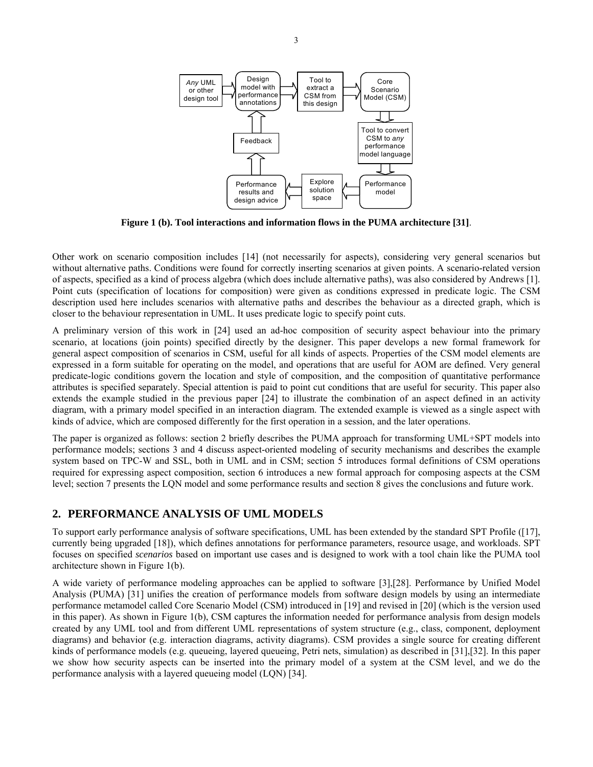**Figure 1 (b). Tool interactions and information flows in the PUMA architecture [31]**.

Other work on scenario composition includes [14] (not necessarily for aspects), considering very general scenarios but without alternative paths. Conditions were found for correctly inserting scenarios at given points. A scenario-related version of aspects, specified as a kind of process algebra (which does include alternative paths), was also considered by Andrews [1]. Point cuts (specification of locations for composition) were given as conditions expressed in predicate logic. The CSM description used here includes scenarios with alternative paths and describes the behaviour as a directed graph, which is closer to the behaviour representation in UML. It uses predicate logic to specify point cuts.

A preliminary version of this work in [24] used an ad-hoc composition of security aspect behaviour into the primary scenario, at locations (join points) specified directly by the designer. This paper develops a new formal framework for general aspect composition of scenarios in CSM, useful for all kinds of aspects. Properties of the CSM model elements are expressed in a form suitable for operating on the model, and operations that are useful for AOM are defined. Very general predicate-logic conditions govern the location and style of composition, and the composition of quantitative performance attributes is specified separately. Special attention is paid to point cut conditions that are useful for security. This paper also extends the example studied in the previous paper [24] to illustrate the combination of an aspect defined in an activity diagram, with a primary model specified in an interaction diagram. The extended example is viewed as a single aspect with kinds of advice, which are composed differently for the first operation in a session, and the later operations.

The paper is organized as follows: section 2 briefly describes the PUMA approach for transforming UML+SPT models into performance models; sections 3 and 4 discuss aspect-oriented modeling of security mechanisms and describes the example system based on TPC-W and SSL, both in UML and in CSM; section 5 introduces formal definitions of CSM operations required for expressing aspect composition, section 6 introduces a new formal approach for composing aspects at the CSM level; section 7 presents the LQN model and some performance results and section 8 gives the conclusions and future work.

## 2. PERFORMANCE ANALYSIS OF UML MODELS

To support early performance analysis of software specifications, UML has been extended by the standard SPT Profile ([17], currently being upgraded [18]), which defines annotations for performance parameters, resource usage, and workloads. SPT focuses on specified *scenarios* based on important use cases and is designed to work with a tool chain like the PUMA tool architecture shown in Figure 1(b).

A wide variety of performance modeling approaches can be applied to software [3],[28]. Performance by Unified Model Analysis (PUMA) [31] unifies the creation of performance models from software design models by using an intermediate performance metamodel called Core Scenario Model (CSM) introduced in [19] and revised in [20] (which is the version used in this paper). As shown in Figure 1(b), CSM captures the information needed for performance analysis from design models created by any UML tool and from different UML representations of system structure (e.g., class, component, deployment diagrams) and behavior (e.g. interaction diagrams, activity diagrams). CSM provides a single source for creating different kinds of performance models (e.g. queueing, layered queueing, Petri nets, simulation) as described in [31],[32]. In this paper we show how security aspects can be inserted into the primary model of a system at the CSM level, and we do the performance analysis with a layered queueing model (LQN) [34].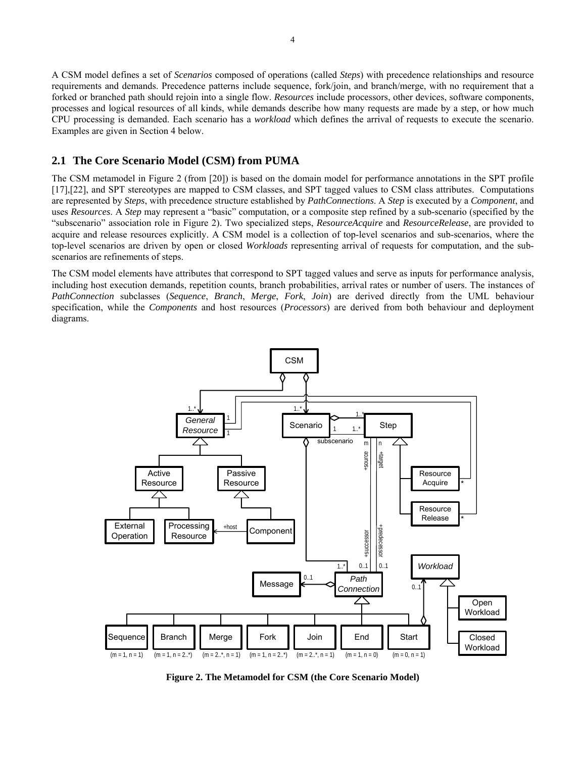A CSM model defines a set of *Scenarios* composed of operations (called *Steps*) with precedence relationships and resource requirements and demands. Precedence patterns include sequence, fork/join, and branch/merge, with no requirement that a forked or branched path should rejoin into a single flow. *Resources* include processors, other devices, software components, processes and logical resources of all kinds, while demands describe how many requests are made by a step, or how much CPU processing is demanded. Each scenario has a *workload* which defines the arrival of requests to execute the scenario. Examples are given in Section 4 below.

## 2.1 The Core Scenario Model (CSM) from PUMA

The CSM metamodel in Figure 2 (from [20]) is based on the domain model for performance annotations in the SPT profile [17],[22], and SPT stereotypes are mapped to CSM classes, and SPT tagged values to CSM class attributes. Computations are represented by *Steps*, with precedence structure established by *PathConnections*. A *Step* is executed by a *Component*, and uses *Resources*. A *Step* may represent a "basic" computation, or a composite step refined by a sub-scenario (specified by the "subscenario" association role in Figure 2). Two specialized steps, *ResourceAcquire* and *ResourceRelease*, are provided to acquire and release resources explicitly. A CSM model is a collection of top-level scenarios and sub-scenarios, where the top-level scenarios are driven by open or closed *Workloads* representing arrival of requests for computation, and the sub-scenarios are refinements of steps.

The CSM model elements have attributes that correspond to SPT tagged values and serve as inputs for performance analysis, including host execution demands, repetition counts, branch probabilities, arrival rates or number of users. The instances of *PathConnection* subclasses (*Sequence*, *Branch*, *Merge*, *Fork*, *Join*) are derived directly from the UML behaviour specification, while the *Components* and host resources (*Processors*) are derived from both behaviour and deployment diagrams.

**Figure 2. The Metamodel for CSM (the Core Scenario Model)**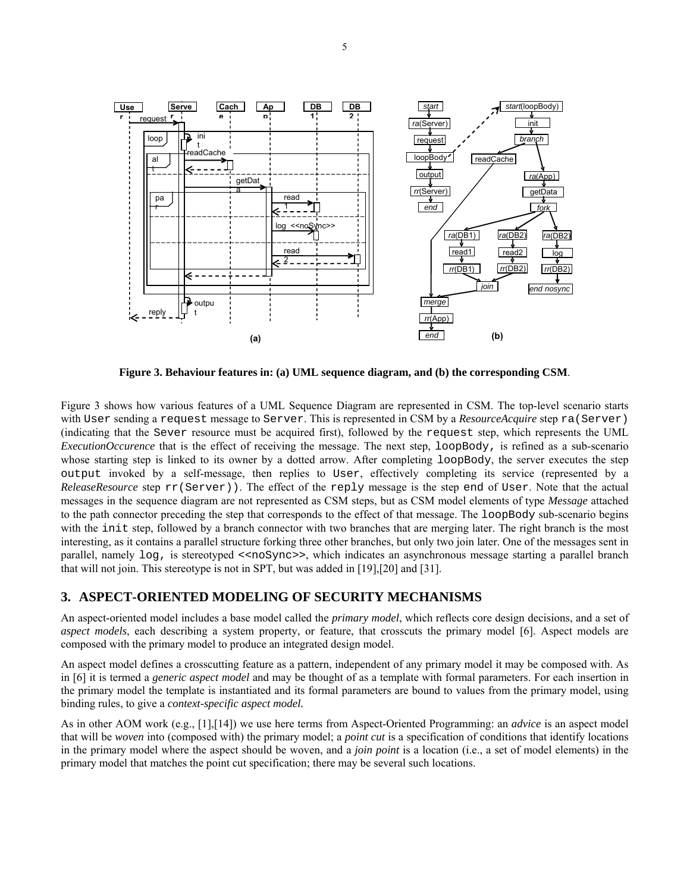**Figure 3. Behaviour features in: (a) UML sequence diagram, and (b) the corresponding CSM**.

Figure 3 shows how various features of a UML Sequence Diagram are represented in CSM. The top-level scenario starts with `User` sending a `request` message to `Server`. This is represented in CSM by a *ResourceAcquire* step `ra(Server)` (indicating that the `Sever` resource must be acquired first), followed by the `request` step, which represents the UML *ExecutionOccurence* that is the effect of receiving the message. The next step, `loopBody`, is refined as a sub-scenario whose starting step is linked to its owner by a dotted arrow. After completing `loopBody`, the server executes the step `output` invoked by a self-message, then replies to `User`, effectively completing its service (represented by a *ReleaseResource* step `rr(Server)`). The effect of the `reply` message is the step `end` of `User`. Note that the actual messages in the sequence diagram are not represented as CSM steps, but as CSM model elements of type *Message* attached to the path connector preceding the step that corresponds to the effect of that message. The `loopBody` sub-scenario begins with the `init` step, followed by a branch connector with two branches that are merging later. The right branch is the most interesting, as it contains a parallel structure forking three other branches, but only two join later. One of the messages sent in parallel, namely `log`, is stereotyped `<<noSync>>`, which indicates an asynchronous message starting a parallel branch that will not join. This stereotype is not in SPT, but was added in [19],[20] and [31].

## 3. ASPECT-ORIENTED MODELING OF SECURITY MECHANISMS

An aspect-oriented model includes a base model called the *primary model*, which reflects core design decisions, and a set of *aspect models*, each describing a system property, or feature, that crosscuts the primary model [6]. Aspect models are composed with the primary model to produce an integrated design model.

An aspect model defines a crosscutting feature as a pattern, independent of any primary model it may be composed with. As in [6] it is termed a *generic aspect model* and may be thought of as a template with formal parameters. For each insertion in the primary model the template is instantiated and its formal parameters are bound to values from the primary model, using binding rules, to give a *context-specific aspect model.*

As in other AOM work (e.g., [1],[14]) we use here terms from Aspect-Oriented Programming: an *advice* is an aspect model that will be *woven* into (composed with) the primary model; a *point cut* is a specification of conditions that identify locations in the primary model where the aspect should be woven, and a *join point* is a location (i.e., a set of model elements) in the primary model that matches the point cut specification; there may be several such locations.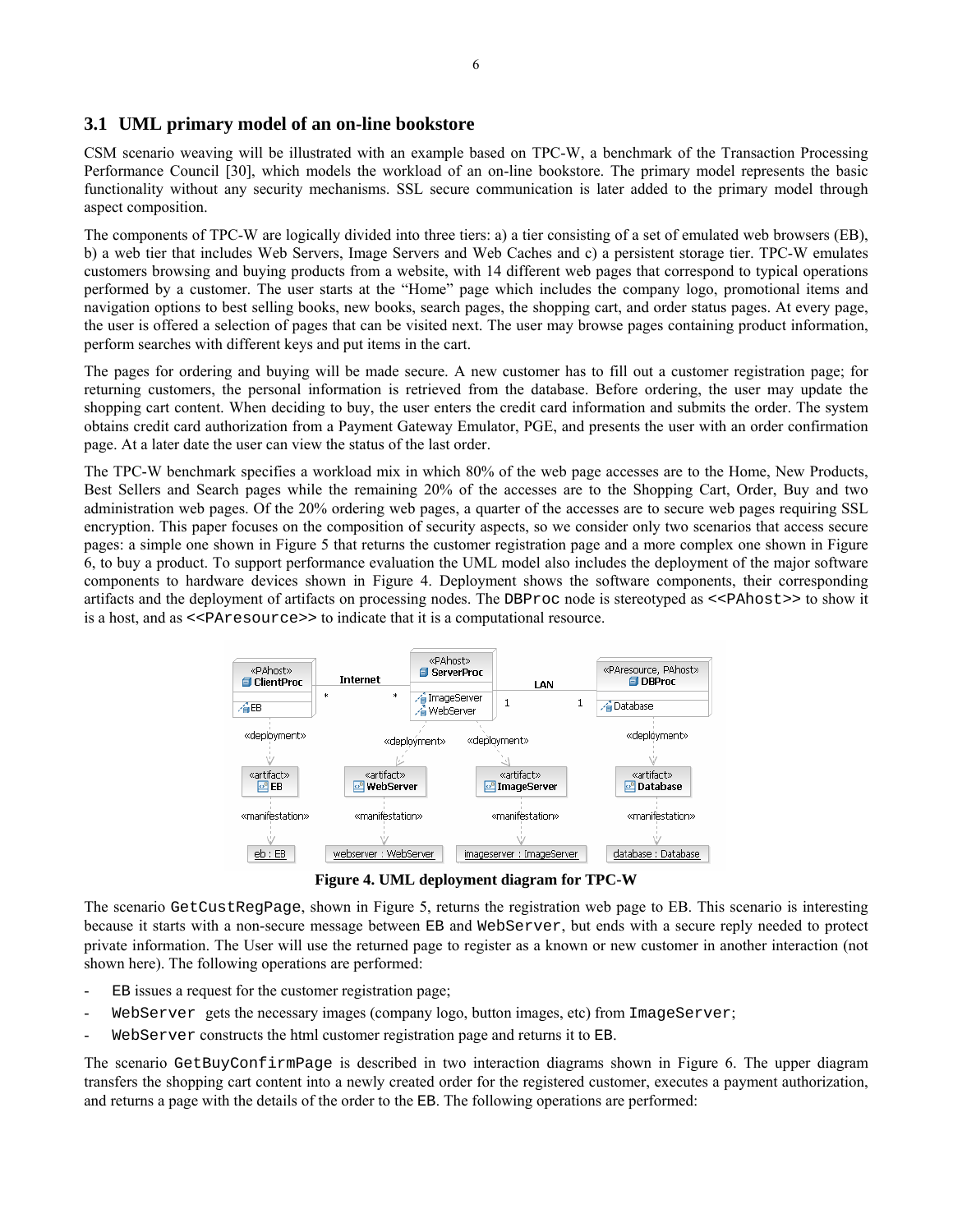### 3.1 UML primary model of an on-line bookstore

CSM scenario weaving will be illustrated with an example based on TPC-W, a benchmark of the Transaction Processing Performance Council [30], which models the workload of an on-line bookstore. The primary model represents the basic functionality without any security mechanisms. SSL secure communication is later added to the primary model through aspect composition.

The components of TPC-W are logically divided into three tiers: a) a tier consisting of a set of emulated web browsers (EB), b) a web tier that includes Web Servers, Image Servers and Web Caches and c) a persistent storage tier. TPC-W emulates customers browsing and buying products from a website, with 14 different web pages that correspond to typical operations performed by a customer. The user starts at the "Home" page which includes the company logo, promotional items and navigation options to best selling books, new books, search pages, the shopping cart, and order status pages. At every page, the user is offered a selection of pages that can be visited next. The user may browse pages containing product information, perform searches with different keys and put items in the cart.

The pages for ordering and buying will be made secure. A new customer has to fill out a customer registration page; for returning customers, the personal information is retrieved from the database. Before ordering, the user may update the shopping cart content. When deciding to buy, the user enters the credit card information and submits the order. The system obtains credit card authorization from a Payment Gateway Emulator, PGE, and presents the user with an order confirmation page. At a later date the user can view the status of the last order.

The TPC-W benchmark specifies a workload mix in which 80% of the web page accesses are to the Home, New Products, Best Sellers and Search pages while the remaining 20% of the accesses are to the Shopping Cart, Order, Buy and two administration web pages. Of the 20% ordering web pages, a quarter of the accesses are to secure web pages requiring SSL encryption. This paper focuses on the composition of security aspects, so we consider only two scenarios that access secure pages: a simple one shown in Figure 5 that returns the customer registration page and a more complex one shown in Figure 6, to buy a product. To support performance evaluation the UML model also includes the deployment of the major software components to hardware devices shown in Figure 4. Deployment shows the software components, their corresponding artifacts and the deployment of artifacts on processing nodes. The `DBProc` node is stereotyped as `<<PAhost>>` to show it is a host, and as `<<PAresource>>` to indicate that it is a computational resource.

**Figure 4. UML deployment diagram for TPC-W**

The scenario `GetCustRegPage`, shown in Figure 5, returns the registration web page to EB. This scenario is interesting because it starts with a non-secure message between `EB` and `WebServer`, but ends with a secure reply needed to protect private information. The User will use the returned page to register as a known or new customer in another interaction (not shown here). The following operations are performed:

- `EB` issues a request for the customer registration page;
- `WebServer` gets the necessary images (company logo, button images, etc) from `ImageServer`;
- `WebServer` constructs the html customer registration page and returns it to `EB`.

The scenario `GetBuyConfirmPage` is described in two interaction diagrams shown in Figure 6. The upper diagram transfers the shopping cart content into a newly created order for the registered customer, executes a payment authorization, and returns a page with the details of the order to the `EB`. The following operations are performed: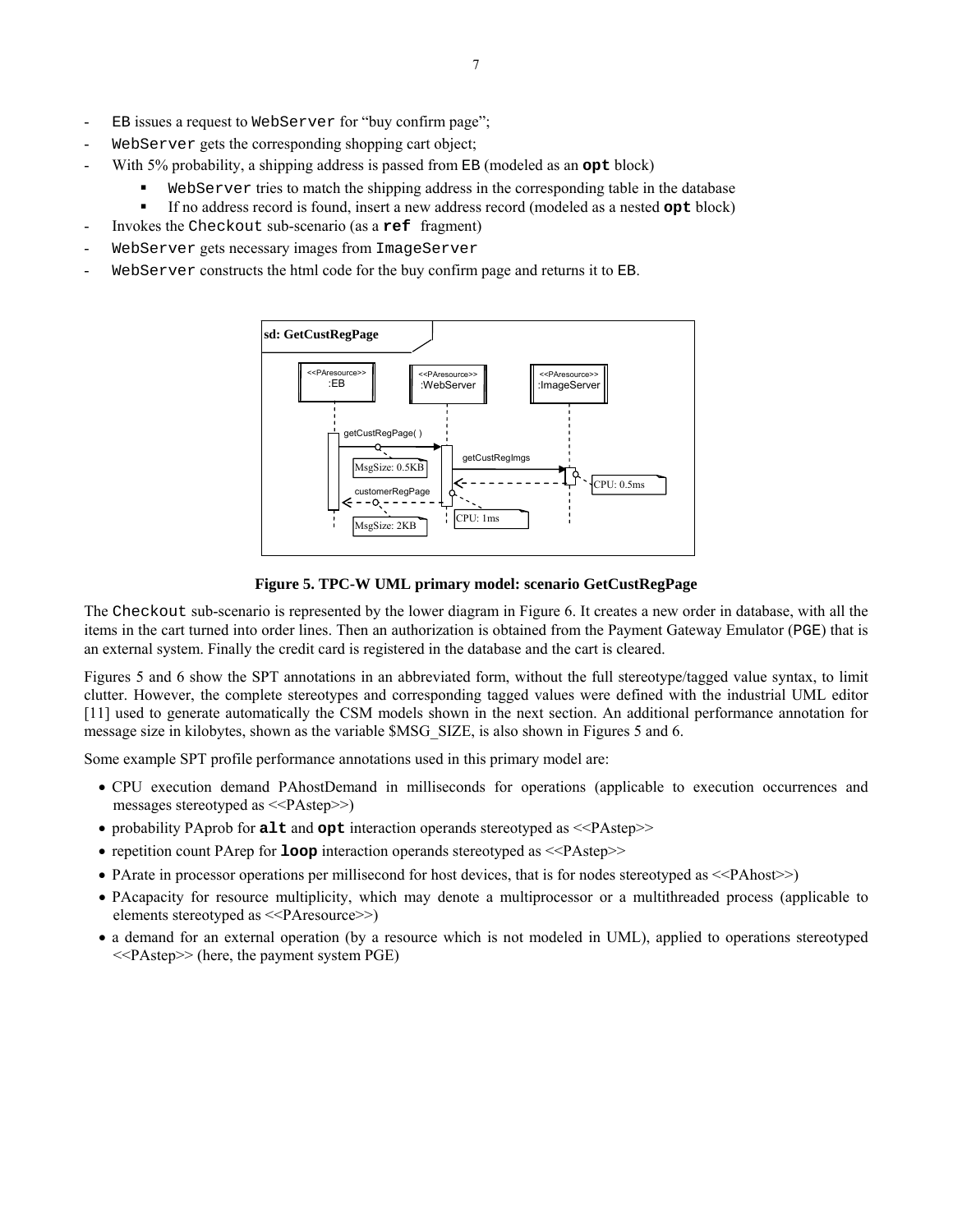- `EB` issues a request to `WebServer` for "buy confirm page";
- `WebServer` gets the corresponding shopping cart object;
- With 5% probability, a shipping address is passed from `EB` (modeled as an **`opt`** block)
    - `WebServer` tries to match the shipping address in the corresponding table in the database
    - If no address record is found, insert a new address record (modeled as a nested **`opt`** block)
- Invokes the `Checkout` sub-scenario (as a **`ref`** fragment)
- `WebServer` gets necessary images from `ImageServer`
- `WebServer` constructs the html code for the buy confirm page and returns it to `EB`.

**Figure 5. TPC-W UML primary model: scenario GetCustRegPage**

The `Checkout` sub-scenario is represented by the lower diagram in Figure 6. It creates a new order in database, with all the items in the cart turned into order lines. Then an authorization is obtained from the Payment Gateway Emulator (`PGE`) that is an external system. Finally the credit card is registered in the database and the cart is cleared.

Figures 5 and 6 show the SPT annotations in an abbreviated form, without the full stereotype/tagged value syntax, to limit clutter. However, the complete stereotypes and corresponding tagged values were defined with the industrial UML editor [11] used to generate automatically the CSM models shown in the next section. An additional performance annotation for message size in kilobytes, shown as the variable $MSG_SIZE, is also shown in Figures 5 and 6.

Some example SPT profile performance annotations used in this primary model are:

- CPU execution demand PAhostDemand in milliseconds for operations (applicable to execution occurrences and messages stereotyped as <<PAstep>>)
- probability PAprob for **`alt`** and **`opt`** interaction operands stereotyped as <<PAstep>>
- repetition count PArep for **`loop`** interaction operands stereotyped as <<PAstep>>
- PArate in processor operations per millisecond for host devices, that is for nodes stereotyped as <<PAhost>>)
- PAcapacity for resource multiplicity, which may denote a multiprocessor or a multithreaded process (applicable to elements stereotyped as <<PAresource>>)
- a demand for an external operation (by a resource which is not modeled in UML), applied to operations stereotyped <<PAstep>> (here, the payment system PGE)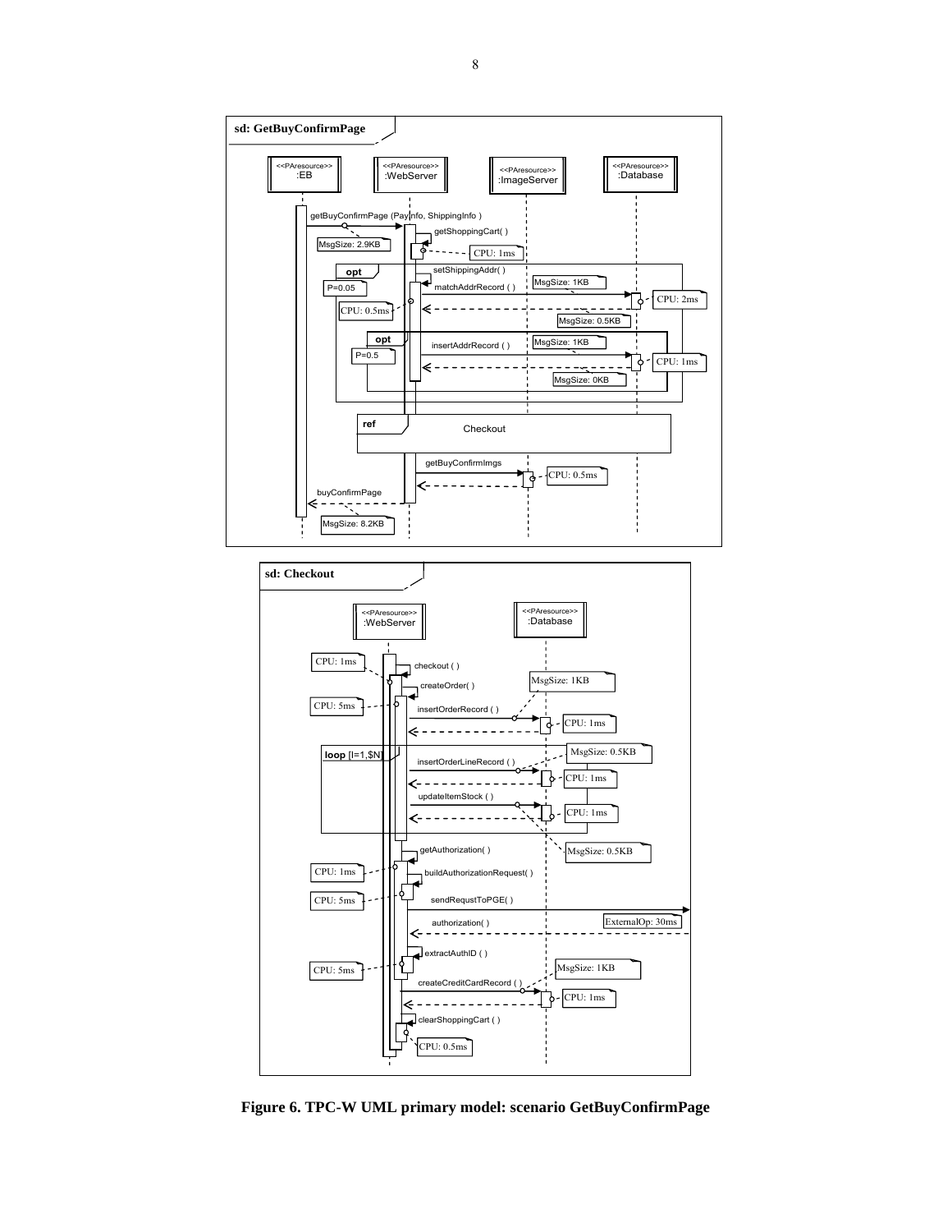**Figure 6. TPC-W UML primary model: scenario GetBuyConfirmPage**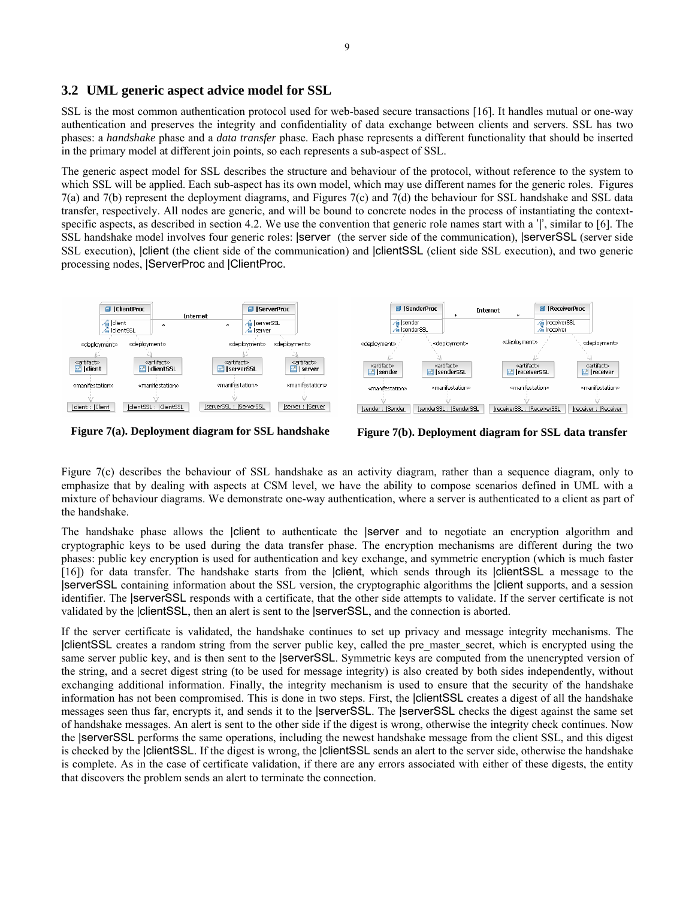## 3.2 UML generic aspect advice model for SSL

SSL is the most common authentication protocol used for web-based secure transactions [16]. It handles mutual or one-way authentication and preserves the integrity and confidentiality of data exchange between clients and servers. SSL has two phases: a *handshake* phase and a *data transfer* phase. Each phase represents a different functionality that should be inserted in the primary model at different join points, so each represents a sub-aspect of SSL.

The generic aspect model for SSL describes the structure and behaviour of the protocol, without reference to the system to which SSL will be applied. Each sub-aspect has its own model, which may use different names for the generic roles. Figures 7(a) and 7(b) represent the deployment diagrams, and Figures 7(c) and 7(d) the behaviour for SSL handshake and SSL data transfer, respectively. All nodes are generic, and will be bound to concrete nodes in the process of instantiating the context-specific aspects, as described in section 4.2. We use the convention that generic role names start with a '|', similar to [6]. The SSL handshake model involves four generic roles: |server (the server side of the communication), |serverSSL (server side SSL execution), |client (the client side of the communication) and |clientSSL (client side SSL execution), and two generic processing nodes, |ServerProc and |ClientProc.

**Figure 7(a). Deployment diagram for SSL handshake**

**Figure 7(b). Deployment diagram for SSL data transfer**

Figure 7(c) describes the behaviour of SSL handshake as an activity diagram, rather than a sequence diagram, only to emphasize that by dealing with aspects at CSM level, we have the ability to compose scenarios defined in UML with a mixture of behaviour diagrams. We demonstrate one-way authentication, where a server is authenticated to a client as part of the handshake.

The handshake phase allows the |client to authenticate the |server and to negotiate an encryption algorithm and cryptographic keys to be used during the data transfer phase. The encryption mechanisms are different during the two phases: public key encryption is used for authentication and key exchange, and symmetric encryption (which is much faster [16]) for data transfer. The handshake starts from the |client, which sends through its |clientSSL a message to the |serverSSL containing information about the SSL version, the cryptographic algorithms the |client supports, and a session identifier. The |serverSSL responds with a certificate, that the other side attempts to validate. If the server certificate is not validated by the |clientSSL, then an alert is sent to the |serverSSL, and the connection is aborted.

If the server certificate is validated, the handshake continues to set up privacy and message integrity mechanisms. The |clientSSL creates a random string from the server public key, called the pre_master_secret, which is encrypted using the same server public key, and is then sent to the |serverSSL. Symmetric keys are computed from the unencrypted version of the string, and a secret digest string (to be used for message integrity) is also created by both sides independently, without exchanging additional information. Finally, the integrity mechanism is used to ensure that the security of the handshake information has not been compromised. This is done in two steps. First, the |clientSSL creates a digest of all the handshake messages seen thus far, encrypts it, and sends it to the |serverSSL. The |serverSSL checks the digest against the same set of handshake messages. An alert is sent to the other side if the digest is wrong, otherwise the integrity check continues. Now the |serverSSL performs the same operations, including the newest handshake message from the client SSL, and this digest is checked by the |clientSSL. If the digest is wrong, the |clientSSL sends an alert to the server side, otherwise the handshake is complete. As in the case of certificate validation, if there are any errors associated with either of these digests, the entity that discovers the problem sends an alert to terminate the connection.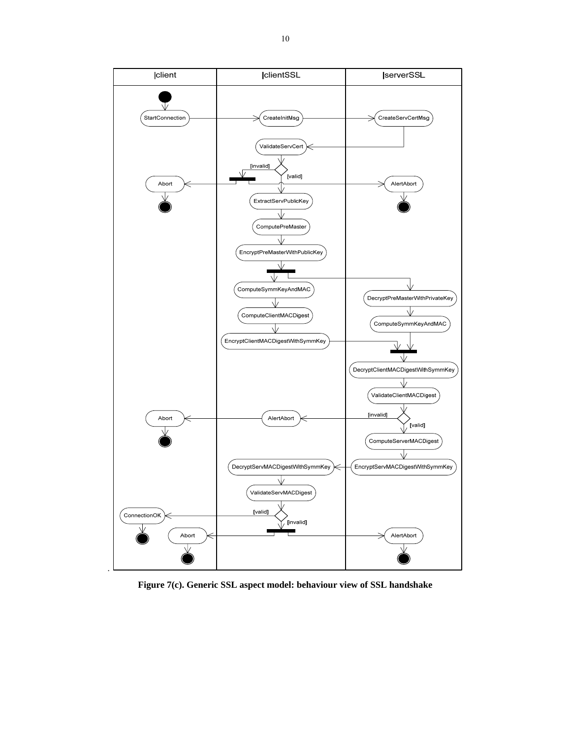Figure 7(c). Generic SSL aspect model: behaviour view of SSL handshake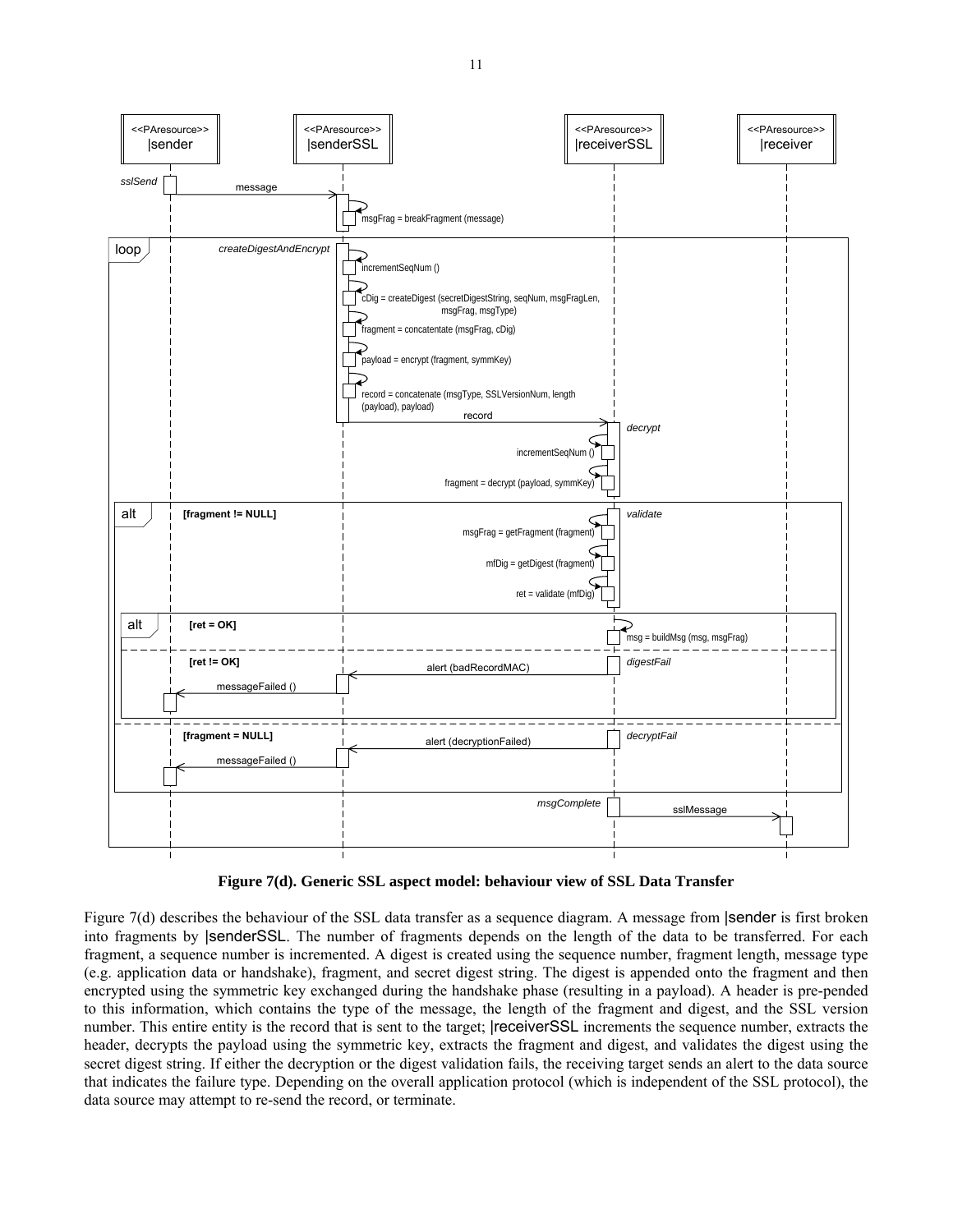**Figure 7(d). Generic SSL aspect model: behaviour view of SSL Data Transfer**

Figure 7(d) describes the behaviour of the SSL data transfer as a sequence diagram. A message from |sender is first broken into fragments by |senderSSL. The number of fragments depends on the length of the data to be transferred. For each fragment, a sequence number is incremented. A digest is created using the sequence number, fragment length, message type (e.g. application data or handshake), fragment, and secret digest string. The digest is appended onto the fragment and then encrypted using the symmetric key exchanged during the handshake phase (resulting in a payload). A header is pre-pended to this information, which contains the type of the message, the length of the fragment and digest, and the SSL version number. This entire entity is the record that is sent to the target; |receiverSSL increments the sequence number, extracts the header, decrypts the payload using the symmetric key, extracts the fragment and digest, and validates the digest using the secret digest string. If either the decryption or the digest validation fails, the receiving target sends an alert to the data source that indicates the failure type. Depending on the overall application protocol (which is independent of the SSL protocol), the data source may attempt to re-send the record, or terminate.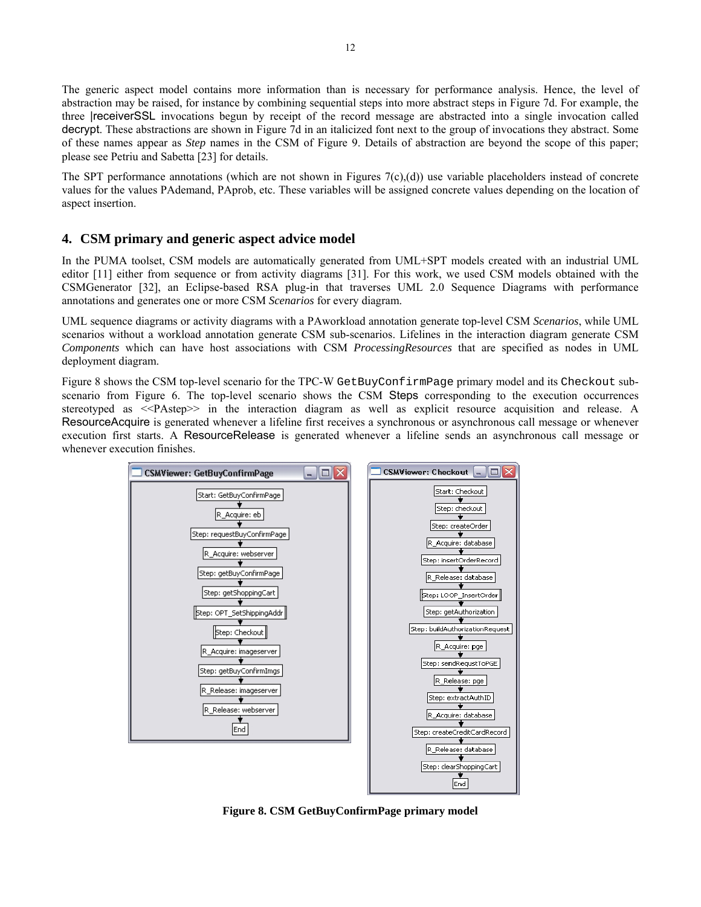The generic aspect model contains more information than is necessary for performance analysis. Hence, the level of abstraction may be raised, for instance by combining sequential steps into more abstract steps in Figure 7d. For example, the three |receiverSSL invocations begun by receipt of the record message are abstracted into a single invocation called decrypt. These abstractions are shown in Figure 7d in an italicized font next to the group of invocations they abstract. Some of these names appear as *Step* names in the CSM of Figure 9. Details of abstraction are beyond the scope of this paper; please see Petriu and Sabetta [23] for details.

The SPT performance annotations (which are not shown in Figures 7(c),(d)) use variable placeholders instead of concrete values for the values PAdemand, PAprob, etc. These variables will be assigned concrete values depending on the location of aspect insertion.

## 4. CSM primary and generic aspect advice model

In the PUMA toolset, CSM models are automatically generated from UML+SPT models created with an industrial UML editor [11] either from sequence or from activity diagrams [31]. For this work, we used CSM models obtained with the CSMGenerator [32], an Eclipse-based RSA plug-in that traverses UML 2.0 Sequence Diagrams with performance annotations and generates one or more CSM *Scenarios* for every diagram.

UML sequence diagrams or activity diagrams with a PAworkload annotation generate top-level CSM *Scenarios*, while UML scenarios without a workload annotation generate CSM sub-scenarios. Lifelines in the interaction diagram generate CSM *Components* which can have host associations with CSM *ProcessingResources* that are specified as nodes in UML deployment diagram.

Figure 8 shows the CSM top-level scenario for the TPC-W `GetBuyConfirmPage` primary model and its `Checkout` sub-scenario from Figure 6. The top-level scenario shows the CSM Steps corresponding to the execution occurrences stereotyped as <<PAstep>> in the interaction diagram as well as explicit resource acquisition and release. A ResourceAcquire is generated whenever a lifeline first receives a synchronous or asynchronous call message or whenever execution first starts. A ResourceRelease is generated whenever a lifeline sends an asynchronous call message or whenever execution finishes.

**Figure 8. CSM GetBuyConfirmPage primary model**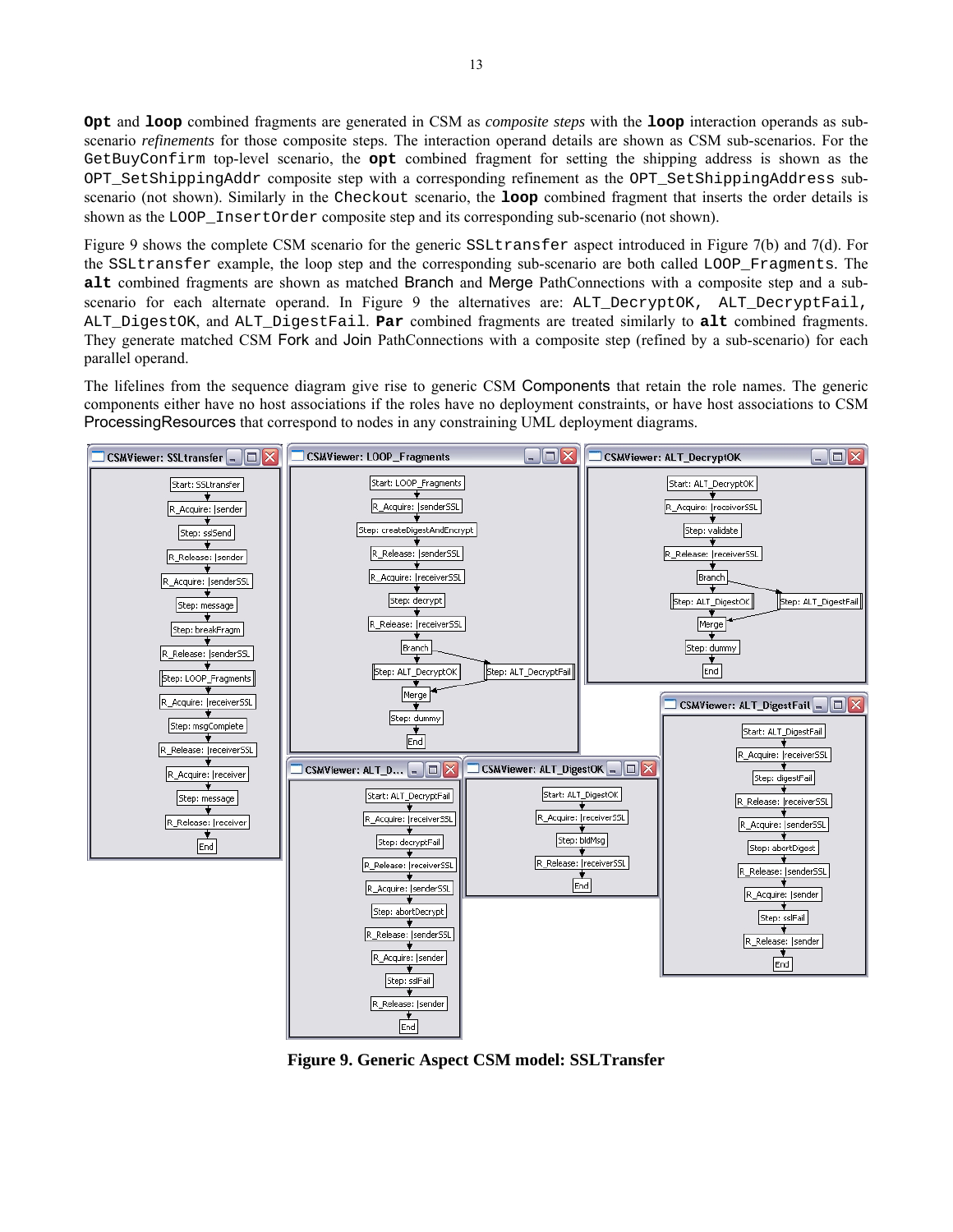**Opt** and **loop** combined fragments are generated in CSM as *composite steps* with the **loop** interaction operands as sub-scenario *refinements* for those composite steps. The interaction operand details are shown as CSM sub-scenarios. For the `GetBuyConfirm` top-level scenario, the **opt** combined fragment for setting the shipping address is shown as the `OPT_SetShippingAddr` composite step with a corresponding refinement as the `OPT_SetShippingAddress` sub-scenario (not shown). Similarly in the `Checkout` scenario, the **loop** combined fragment that inserts the order details is shown as the `LOOP_InsertOrder` composite step and its corresponding sub-scenario (not shown).

Figure 9 shows the complete CSM scenario for the generic `SSLtransfer` aspect introduced in Figure 7(b) and 7(d). For the `SSLtransfer` example, the loop step and the corresponding sub-scenario are both called `LOOP_Fragments`. The **alt** combined fragments are shown as matched Branch and Merge PathConnections with a composite step and a sub-scenario for each alternate operand. In Figure 9 the alternatives are: `ALT_DecryptOK`, `ALT_DecryptFail`, `ALT_DigestOK`, and `ALT_DigestFail`. **Par** combined fragments are treated similarly to **alt** combined fragments. They generate matched CSM Fork and Join PathConnections with a composite step (refined by a sub-scenario) for each parallel operand.

The lifelines from the sequence diagram give rise to generic CSM Components that retain the role names. The generic components either have no host associations if the roles have no deployment constraints, or have host associations to CSM ProcessingResources that correspond to nodes in any constraining UML deployment diagrams.

**Figure 9. Generic Aspect CSM model: SSLTransfer**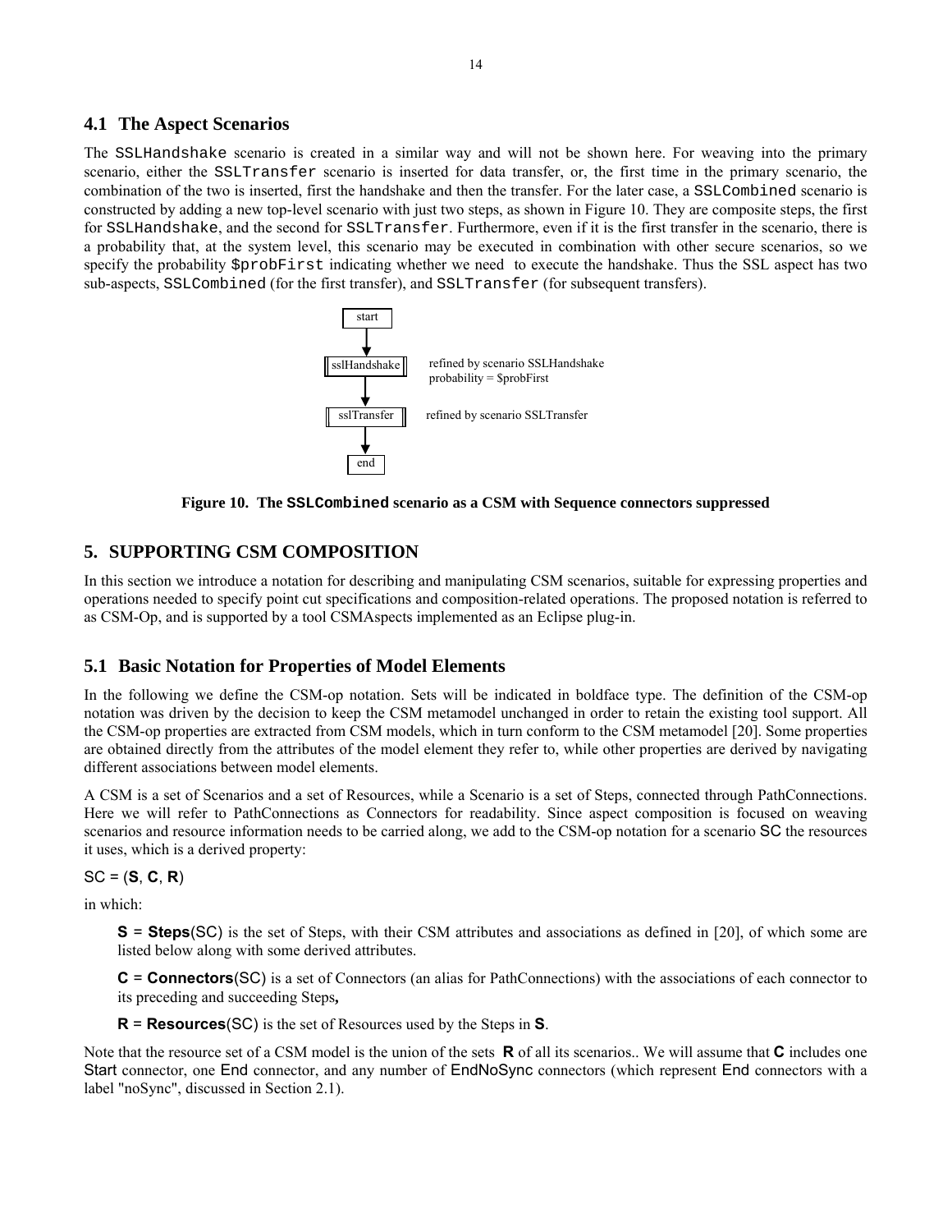## 4.1 The Aspect Scenarios

The `SSLHandshake` scenario is created in a similar way and will not be shown here. For weaving into the primary scenario, either the `SSLTransfer` scenario is inserted for data transfer, or, the first time in the primary scenario, the combination of the two is inserted, first the handshake and then the transfer. For the later case, a `SSLCombined` scenario is constructed by adding a new top-level scenario with just two steps, as shown in Figure 10. They are composite steps, the first for `SSLHandshake`, and the second for `SSLTransfer`. Furthermore, even if it is the first transfer in the scenario, there is a probability that, at the system level, this scenario may be executed in combination with other secure scenarios, so we specify the probability `$probFirst` indicating whether we need to execute the handshake. Thus the SSL aspect has two sub-aspects, `SSLCombined` (for the first transfer), and `SSLTransfer` (for subsequent transfers).

start → sslHandshake (refined by scenario SSLHandshake, probability = $probFirst) → sslTransfer (refined by scenario SSLTransfer) → end

**Figure 10. The `SSLCombined` scenario as a CSM with Sequence connectors suppressed**

# 5. SUPPORTING CSM COMPOSITION

In this section we introduce a notation for describing and manipulating CSM scenarios, suitable for expressing properties and operations needed to specify point cut specifications and composition-related operations. The proposed notation is referred to as CSM-Op, and is supported by a tool CSMAspects implemented as an Eclipse plug-in.

## 5.1 Basic Notation for Properties of Model Elements

In the following we define the CSM-op notation. Sets will be indicated in boldface type. The definition of the CSM-op notation was driven by the decision to keep the CSM metamodel unchanged in order to retain the existing tool support. All the CSM-op properties are extracted from CSM models, which in turn conform to the CSM metamodel [20]. Some properties are obtained directly from the attributes of the model element they refer to, while other properties are derived by navigating different associations between model elements.

A CSM is a set of Scenarios and a set of Resources, while a Scenario is a set of Steps, connected through PathConnections. Here we will refer to PathConnections as Connectors for readability. Since aspect composition is focused on weaving scenarios and resource information needs to be carried along, we add to the CSM-op notation for a scenario SC the resources it uses, which is a derived property:

SC = (**S**, **C**, **R**)

in which:

> **S** = **Steps**(SC) is the set of Steps, with their CSM attributes and associations as defined in [20], of which some are listed below along with some derived attributes.
>
> **C** = **Connectors**(SC) is a set of Connectors (an alias for PathConnections) with the associations of each connector to its preceding and succeeding Steps**,**
>
> **R** = **Resources**(SC) is the set of Resources used by the Steps in **S**.

Note that the resource set of a CSM model is the union of the sets **R** of all its scenarios.. We will assume that **C** includes one Start connector, one End connector, and any number of EndNoSync connectors (which represent End connectors with a label "noSync", discussed in Section 2.1).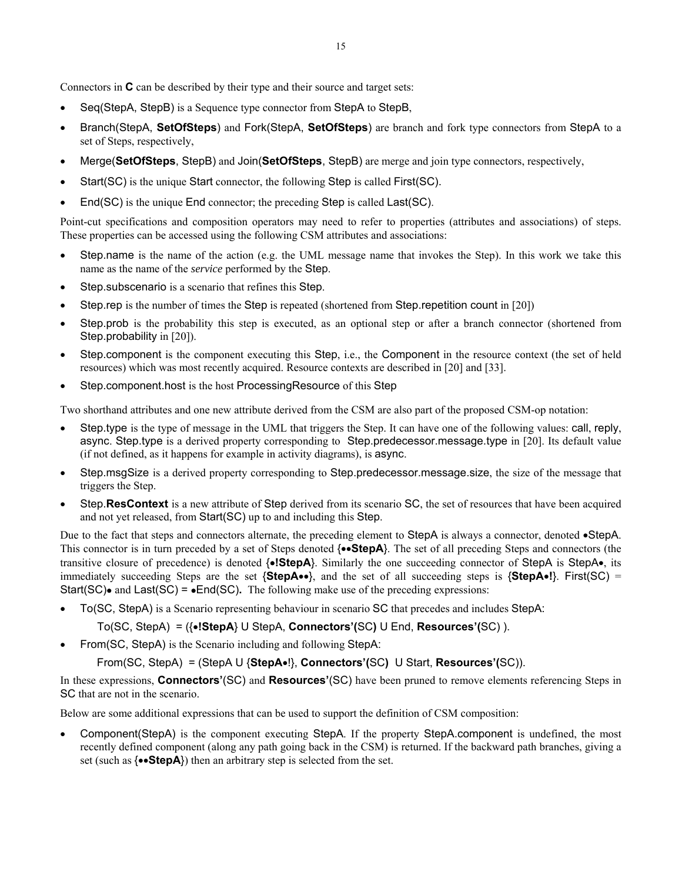Connectors in **C** can be described by their type and their source and target sets:

- Seq(StepA, StepB) is a Sequence type connector from StepA to StepB,
- Branch(StepA, **SetOfSteps**) and Fork(StepA, **SetOfSteps**) are branch and fork type connectors from StepA to a set of Steps, respectively,
- Merge(**SetOfSteps**, StepB) and Join(**SetOfSteps**, StepB) are merge and join type connectors, respectively,
- Start(SC) is the unique Start connector, the following Step is called First(SC).
- End(SC) is the unique End connector; the preceding Step is called Last(SC).

Point-cut specifications and composition operators may need to refer to properties (attributes and associations) of steps. These properties can be accessed using the following CSM attributes and associations:

- Step.name is the name of the action (e.g. the UML message name that invokes the Step). In this work we take this name as the name of the *service* performed by the Step.
- Step.subscenario is a scenario that refines this Step.
- Step.rep is the number of times the Step is repeated (shortened from Step.repetition count in [20])
- Step.prob is the probability this step is executed, as an optional step or after a branch connector (shortened from Step.probability in [20]).
- Step.component is the component executing this Step, i.e., the Component in the resource context (the set of held resources) which was most recently acquired. Resource contexts are described in [20] and [33].
- Step.component.host is the host ProcessingResource of this Step

Two shorthand attributes and one new attribute derived from the CSM are also part of the proposed CSM-op notation:

- Step.type is the type of message in the UML that triggers the Step. It can have one of the following values: call, reply, async. Step.type is a derived property corresponding to Step.predecessor.message.type in [20]. Its default value (if not defined, as it happens for example in activity diagrams), is async.
- Step.msgSize is a derived property corresponding to Step.predecessor.message.size, the size of the message that triggers the Step.
- Step.**ResContext** is a new attribute of Step derived from its scenario SC, the set of resources that have been acquired and not yet released, from Start(SC) up to and including this Step.

Due to the fact that steps and connectors alternate, the preceding element to StepA is always a connector, denoted •StepA. This connector is in turn preceded by a set of Steps denoted {**••StepA**}. The set of all preceding Steps and connectors (the transitive closure of precedence) is denoted {**•!StepA**}. Similarly the one succeeding connector of StepA is StepA•, its immediately succeeding Steps are the set {**StepA••**}, and the set of all succeeding steps is {**StepA•!**}. First(SC) = Start(SC)• and Last(SC) = •End(SC)**.** The following make use of the preceding expressions:

- To(SC, StepA) is a Scenario representing behaviour in scenario SC that precedes and includes StepA:

  To(SC, StepA) = ({**•!StepA**} U StepA, **Connectors'(**SC**)** U End, **Resources'(**SC) ).

- From(SC, StepA) is the Scenario including and following StepA:

  From(SC, StepA) = (StepA U {**StepA•**!}, **Connectors'(**SC**)** U Start, **Resources'(**SC)).

In these expressions, **Connectors'**(SC) and **Resources'**(SC) have been pruned to remove elements referencing Steps in SC that are not in the scenario.

Below are some additional expressions that can be used to support the definition of CSM composition:

- Component(StepA) is the component executing StepA. If the property StepA.component is undefined, the most recently defined component (along any path going back in the CSM) is returned. If the backward path branches, giving a set (such as {**••StepA**}) then an arbitrary step is selected from the set.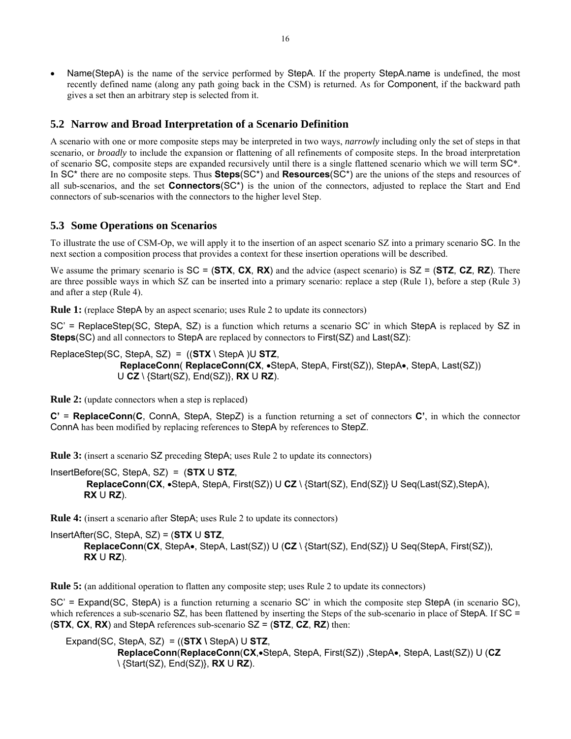- Name(StepA) is the name of the service performed by StepA. If the property StepA.name is undefined, the most recently defined name (along any path going back in the CSM) is returned. As for Component, if the backward path gives a set then an arbitrary step is selected from it.

## 5.2 Narrow and Broad Interpretation of a Scenario Definition

A scenario with one or more composite steps may be interpreted in two ways, *narrowly* including only the set of steps in that scenario, or *broadly* to include the expansion or flattening of all refinements of composite steps. In the broad interpretation of scenario SC, composite steps are expanded recursively until there is a single flattened scenario which we will term SC*. In SC* there are no composite steps. Thus **Steps**(SC*) and **Resources**(SC*) are the unions of the steps and resources of all sub-scenarios, and the set **Connectors**(SC*) is the union of the connectors, adjusted to replace the Start and End connectors of sub-scenarios with the connectors to the higher level Step.

## 5.3 Some Operations on Scenarios

To illustrate the use of CSM-Op, we will apply it to the insertion of an aspect scenario SZ into a primary scenario SC. In the next section a composition process that provides a context for these insertion operations will be described.

We assume the primary scenario is SC = (**STX**, **CX**, **RX**) and the advice (aspect scenario) is SZ = (**STZ**, **CZ**, **RZ**). There are three possible ways in which SZ can be inserted into a primary scenario: replace a step (Rule 1), before a step (Rule 3) and after a step (Rule 4).

**Rule 1:** (replace StepA by an aspect scenario; uses Rule 2 to update its connectors)

SC' = ReplaceStep(SC, StepA, SZ) is a function which returns a scenario SC' in which StepA is replaced by SZ in **Steps**(SC) and all connectors to StepA are replaced by connectors to First(SZ) and Last(SZ):

ReplaceStep(SC, StepA, SZ) = ((**STX** \ StepA )U **STZ**,
**ReplaceConn**( **ReplaceConn(CX**, •StepA, StepA, First(SZ)), StepA•, StepA, Last(SZ))
U **CZ** \ {Start(SZ), End(SZ)}, **RX** U **RZ**).

**Rule 2:** (update connectors when a step is replaced)

**C'** = **ReplaceConn**(**C**, ConnA, StepA, StepZ) is a function returning a set of connectors **C'**, in which the connector ConnA has been modified by replacing references to StepA by references to StepZ.

**Rule 3:** (insert a scenario SZ preceding StepA; uses Rule 2 to update its connectors)

InsertBefore(SC, StepA, SZ) = (**STX** U **STZ**,
**ReplaceConn**(**CX**, •StepA, StepA, First(SZ)) U **CZ** \ {Start(SZ), End(SZ)} U Seq(Last(SZ),StepA),
**RX** U **RZ**).

**Rule 4:** (insert a scenario after StepA; uses Rule 2 to update its connectors)

InsertAfter(SC, StepA, SZ) = (**STX** U **STZ**,
**ReplaceConn**(**CX**, StepA•, StepA, Last(SZ)) U (**CZ** \ {Start(SZ), End(SZ)} U Seq(StepA, First(SZ)),
**RX** U **RZ**).

**Rule 5:** (an additional operation to flatten any composite step; uses Rule 2 to update its connectors)

SC' = Expand(SC, StepA) is a function returning a scenario SC' in which the composite step StepA (in scenario SC), which references a sub-scenario SZ, has been flattened by inserting the Steps of the sub-scenario in place of StepA. If SC = (**STX**, **CX**, **RX**) and StepA references sub-scenario SZ = (**STZ**, **CZ**, **RZ**) then:

Expand(SC, StepA, SZ) = ((**STX \** StepA) U **STZ**,
**ReplaceConn**(**ReplaceConn**(**CX**,•StepA, StepA, First(SZ)) ,StepA•, StepA, Last(SZ)) U (**CZ**
\ {Start(SZ), End(SZ)}, **RX** U **RZ**).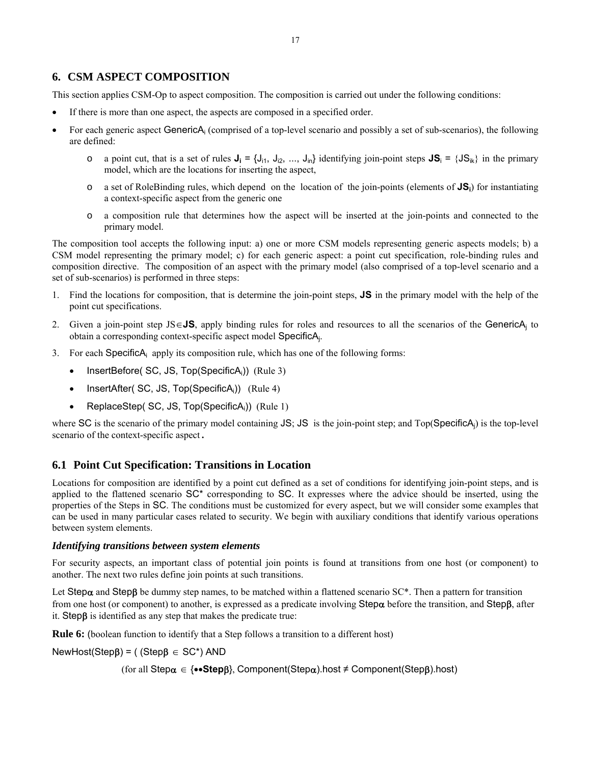## 6. CSM ASPECT COMPOSITION

This section applies CSM-Op to aspect composition. The composition is carried out under the following conditions:

- If there is more than one aspect, the aspects are composed in a specified order.
- For each generic aspect $GenericA_i$ (comprised of a top-level scenario and possibly a set of sub-scenarios), the following are defined:
  - a point cut, that is a set of rules $\mathbf{J_i} = \{J_{i1}, J_{i2}, \ldots, J_{in}\}$ identifying join-point steps $\mathbf{JS}_i = \{JS_{ik}\}$ in the primary model, which are the locations for inserting the aspect,
  - a set of RoleBinding rules, which depend on the location of the join-points (elements of $\mathbf{JS_i}$) for instantiating a context-specific aspect from the generic one
  - a composition rule that determines how the aspect will be inserted at the join-points and connected to the primary model.

The composition tool accepts the following input: a) one or more CSM models representing generic aspects models; b) a CSM model representing the primary model; c) for each generic aspect: a point cut specification, role-binding rules and composition directive. The composition of an aspect with the primary model (also comprised of a top-level scenario and a set of sub-scenarios) is performed in three steps:

1. Find the locations for composition, that is determine the join-point steps, **JS** in the primary model with the help of the point cut specifications.
2. Given a join-point step $JS \in \mathbf{JS}$, apply binding rules for roles and resources to all the scenarios of the $GenericA_j$ to obtain a corresponding context-specific aspect model $SpecificA_j$.
3. For each $SpecificA_i$ apply its composition rule, which has one of the following forms:
   - InsertBefore( SC, JS, Top($SpecificA_i$)) (Rule 3)
   - InsertAfter( SC, JS, Top($SpecificA_i$)) (Rule 4)
   - ReplaceStep( SC, JS, Top($SpecificA_i$)) (Rule 1)

where SC is the scenario of the primary model containing JS; JS is the join-point step; and Top($SpecificA_j$) is the top-level scenario of the context-specific aspect.

### 6.1 Point Cut Specification: Transitions in Location

Locations for composition are identified by a point cut defined as a set of conditions for identifying join-point steps, and is applied to the flattened scenario SC* corresponding to SC. It expresses where the advice should be inserted, using the properties of the Steps in SC. The conditions must be customized for every aspect, but we will consider some examples that can be used in many particular cases related to security. We begin with auxiliary conditions that identify various operations between system elements.

#### *Identifying transitions between system elements*

For security aspects, an important class of potential join points is found at transitions from one host (or component) to another. The next two rules define join points at such transitions.

Let $Step\alpha$ and $Step\beta$ be dummy step names, to be matched within a flattened scenario SC*. Then a pattern for transition from one host (or component) to another, is expressed as a predicate involving $Step\alpha$ before the transition, and $Step\beta$, after it. $Step\beta$ is identified as any step that makes the predicate true:

**Rule 6:** (boolean function to identify that a Step follows a transition to a different host)

NewHost($Step\beta$) = ( ($Step\beta \in SC^*$) AND

(for all $Step\alpha \in \{\bullet\bullet\mathbf{Step\beta}\}$, Component($Step\alpha$).host ≠ Component($Step\beta$).host)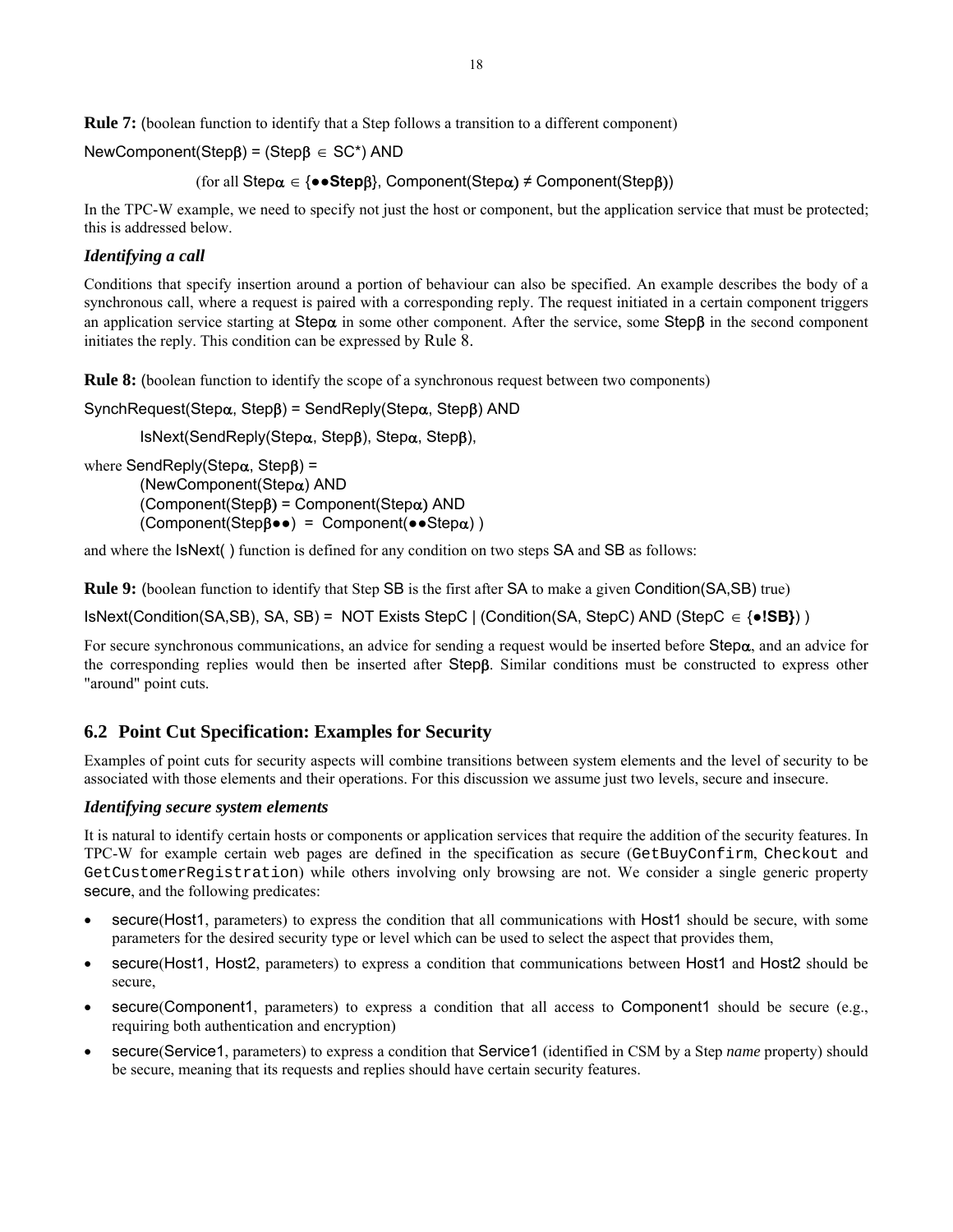**Rule 7:** (boolean function to identify that a Step follows a transition to a different component)

NewComponent(Step$\beta$) = (Step$\beta$ $\in$ SC*) AND

(for all Step$\alpha$ $\in$ {●●**Step**$\beta$}, Component(Step$\alpha$) ≠ Component(Step$\beta$))

In the TPC-W example, we need to specify not just the host or component, but the application service that must be protected; this is addressed below.

### *Identifying a call*

Conditions that specify insertion around a portion of behaviour can also be specified. An example describes the body of a synchronous call, where a request is paired with a corresponding reply. The request initiated in a certain component triggers an application service starting at Step$\alpha$ in some other component. After the service, some Step$\beta$ in the second component initiates the reply. This condition can be expressed by Rule 8.

**Rule 8:** (boolean function to identify the scope of a synchronous request between two components)

SynchRequest(Step$\alpha$, Step$\beta$) = SendReply(Step$\alpha$, Step$\beta$) AND

IsNext(SendReply(Step$\alpha$, Step$\beta$), Step$\alpha$, Step$\beta$),

where SendReply(Step$\alpha$, Step$\beta$) =
(NewComponent(Step$\alpha$) AND
(Component(Step$\beta$) = Component(Step$\alpha$) AND
(Component(Step$\beta$●●) = Component(●●Step$\alpha$) )

and where the IsNext( ) function is defined for any condition on two steps SA and SB as follows:

**Rule 9:** (boolean function to identify that Step SB is the first after SA to make a given Condition(SA,SB) true)

IsNext(Condition(SA,SB), SA, SB) = NOT Exists StepC | (Condition(SA, StepC) AND (StepC $\in$ {●**!SB}**) )

For secure synchronous communications, an advice for sending a request would be inserted before Step$\alpha$, and an advice for the corresponding replies would then be inserted after Step$\beta$. Similar conditions must be constructed to express other "around" point cuts.

## 6.2 Point Cut Specification: Examples for Security

Examples of point cuts for security aspects will combine transitions between system elements and the level of security to be associated with those elements and their operations. For this discussion we assume just two levels, secure and insecure.

### *Identifying secure system elements*

It is natural to identify certain hosts or components or application services that require the addition of the security features. In TPC-W for example certain web pages are defined in the specification as secure (`GetBuyConfirm`, `Checkout` and `GetCustomerRegistration`) while others involving only browsing are not. We consider a single generic property secure, and the following predicates:

- secure(Host1, parameters) to express the condition that all communications with Host1 should be secure, with some parameters for the desired security type or level which can be used to select the aspect that provides them,
- secure(Host1, Host2, parameters) to express a condition that communications between Host1 and Host2 should be secure,
- secure(Component1, parameters) to express a condition that all access to Component1 should be secure (e.g., requiring both authentication and encryption)
- secure(Service1, parameters) to express a condition that Service1 (identified in CSM by a Step *name* property) should be secure, meaning that its requests and replies should have certain security features.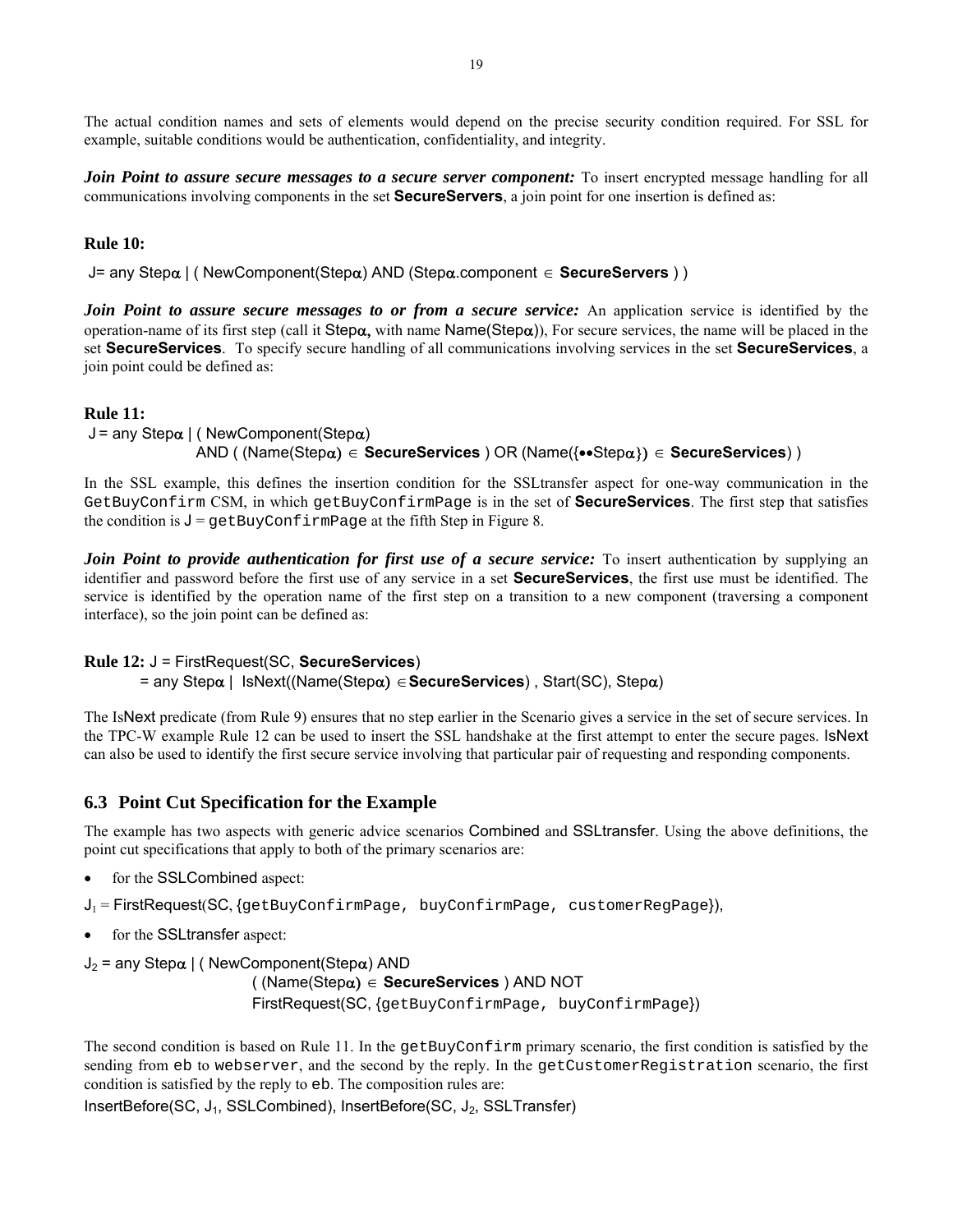The actual condition names and sets of elements would depend on the precise security condition required. For SSL for example, suitable conditions would be authentication, confidentiality, and integrity.

***Join Point to assure secure messages to a secure server component:*** To insert encrypted message handling for all communications involving components in the set **SecureServers**, a join point for one insertion is defined as:

### Rule 10:

J= any Step$\alpha$ | ( NewComponent(Step$\alpha$) AND (Step$\alpha$.component $\in$ **SecureServers** ) )

***Join Point to assure secure messages to or from a secure service:*** An application service is identified by the operation-name of its first step (call it Step$\alpha$**,** with name Name(Step$\alpha$)), For secure services, the name will be placed in the set **SecureServices**. To specify secure handling of all communications involving services in the set **SecureServices**, a join point could be defined as:

### Rule 11:

J = any Step$\alpha$ | ( NewComponent(Step$\alpha$)
AND ( (Name(Step$\alpha$) $\in$ **SecureServices** ) OR (Name({••Step$\alpha$}) $\in$ **SecureServices**) )

In the SSL example, this defines the insertion condition for the SSLtransfer aspect for one-way communication in the `GetBuyConfirm` CSM, in which `getBuyConfirmPage` is in the set of **SecureServices**. The first step that satisfies the condition is J = `getBuyConfirmPage` at the fifth Step in Figure 8.

***Join Point to provide authentication for first use of a secure service:*** To insert authentication by supplying an identifier and password before the first use of any service in a set **SecureServices**, the first use must be identified. The service is identified by the operation name of the first step on a transition to a new component (traversing a component interface), so the join point can be defined as:

**Rule 12:** J = FirstRequest(SC, **SecureServices**)
= any Step$\alpha$ | IsNext((Name(Step$\alpha$) $\in$**SecureServices**) , Start(SC), Step$\alpha$)

The IsNext predicate (from Rule 9) ensures that no step earlier in the Scenario gives a service in the set of secure services. In the TPC-W example Rule 12 can be used to insert the SSL handshake at the first attempt to enter the secure pages. IsNext can also be used to identify the first secure service involving that particular pair of requesting and responding components.

## 6.3 Point Cut Specification for the Example

The example has two aspects with generic advice scenarios Combined and SSLtransfer. Using the above definitions, the point cut specifications that apply to both of the primary scenarios are:

- for the SSLCombined aspect:

$J_1$ = FirstRequest(SC, {`getBuyConfirmPage, buyConfirmPage, customerRegPage`}),

- for the SSLtransfer aspect:

$J_2$ = any Step$\alpha$ | ( NewComponent(Step$\alpha$) AND
( (Name(Step$\alpha$) $\in$ **SecureServices** ) AND NOT
FirstRequest(SC, {`getBuyConfirmPage, buyConfirmPage`})

The second condition is based on Rule 11. In the `getBuyConfirm` primary scenario, the first condition is satisfied by the sending from `eb` to `webserver`, and the second by the reply. In the `getCustomerRegistration` scenario, the first condition is satisfied by the reply to `eb`. The composition rules are:

InsertBefore(SC, $J_1$, SSLCombined), InsertBefore(SC, $J_2$, SSLTransfer)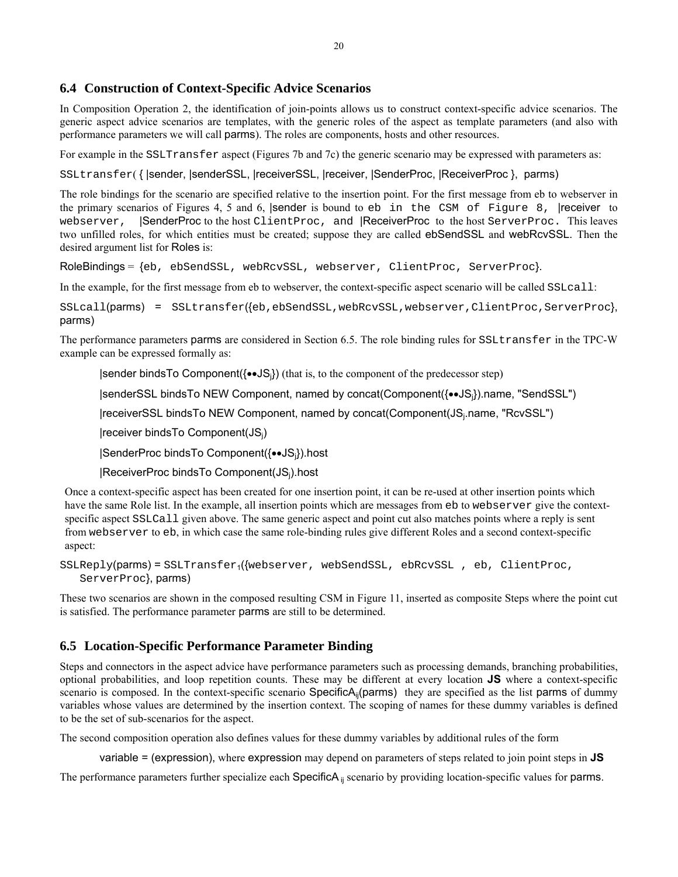## 6.4 Construction of Context-Specific Advice Scenarios

In Composition Operation 2, the identification of join-points allows us to construct context-specific advice scenarios. The generic aspect advice scenarios are templates, with the generic roles of the aspect as template parameters (and also with performance parameters we will call parms). The roles are components, hosts and other resources.

For example in the SSLTransfer aspect (Figures 7b and 7c) the generic scenario may be expressed with parameters as:

SSLtransfer( { |sender, |senderSSL, |receiverSSL, |receiver, |SenderProc, |ReceiverProc }, parms)

The role bindings for the scenario are specified relative to the insertion point. For the first message from eb to webserver in the primary scenarios of Figures 4, 5 and 6, |sender is bound to eb in the CSM of Figure 8, |receiver to webserver, |SenderProc to the host ClientProc, and |ReceiverProc to the host ServerProc. This leaves two unfilled roles, for which entities must be created; suppose they are called ebSendSSL and webRcvSSL. Then the desired argument list for Roles is:

RoleBindings = {eb, ebSendSSL, webRcvSSL, webserver, ClientProc, ServerProc}.

In the example, for the first message from eb to webserver, the context-specific aspect scenario will be called SSLcall:

SSLcall(parms) = SSLtransfer({eb,ebSendSSL,webRcvSSL,webserver,ClientProc,ServerProc}, parms)

The performance parameters parms are considered in Section 6.5. The role binding rules for SSLtransfer in the TPC-W example can be expressed formally as:

> |sender bindsTo Component({••$JS_j$}) (that is, to the component of the predecessor step)
>
> |senderSSL bindsTo NEW Component, named by concat(Component({••$JS_j$}).name, "SendSSL")
>
> |receiverSSL bindsTo NEW Component, named by concat(Component($JS_j$.name, "RcvSSL")
>
> |receiver bindsTo Component($JS_j$)
>
> |SenderProc bindsTo Component({••$JS_j$}).host
>
> |ReceiverProc bindsTo Component($JS_j$).host

Once a context-specific aspect has been created for one insertion point, it can be re-used at other insertion points which have the same Role list. In the example, all insertion points which are messages from eb to webserver give the context-specific aspect SSLCall given above. The same generic aspect and point cut also matches points where a reply is sent from webserver to eb, in which case the same role-binding rules give different Roles and a second context-specific aspect:

SSLReply(parms) = $\text{SSLTransfer}_1$({webserver, webSendSSL, ebRcvSSL , eb, ClientProc, ServerProc}, parms)

These two scenarios are shown in the composed resulting CSM in Figure 11, inserted as composite Steps where the point cut is satisfied. The performance parameter parms are still to be determined.

## 6.5 Location-Specific Performance Parameter Binding

Steps and connectors in the aspect advice have performance parameters such as processing demands, branching probabilities, optional probabilities, and loop repetition counts. These may be different at every location **JS** where a context-specific scenario is composed. In the context-specific scenario $\text{SpecificA}_{ij}$(parms) they are specified as the list parms of dummy variables whose values are determined by the insertion context. The scoping of names for these dummy variables is defined to be the set of sub-scenarios for the aspect.

The second composition operation also defines values for these dummy variables by additional rules of the form

> variable = (expression), where expression may depend on parameters of steps related to join point steps in **JS**

The performance parameters further specialize each $\text{SpecificA}_{ij}$ scenario by providing location-specific values for parms.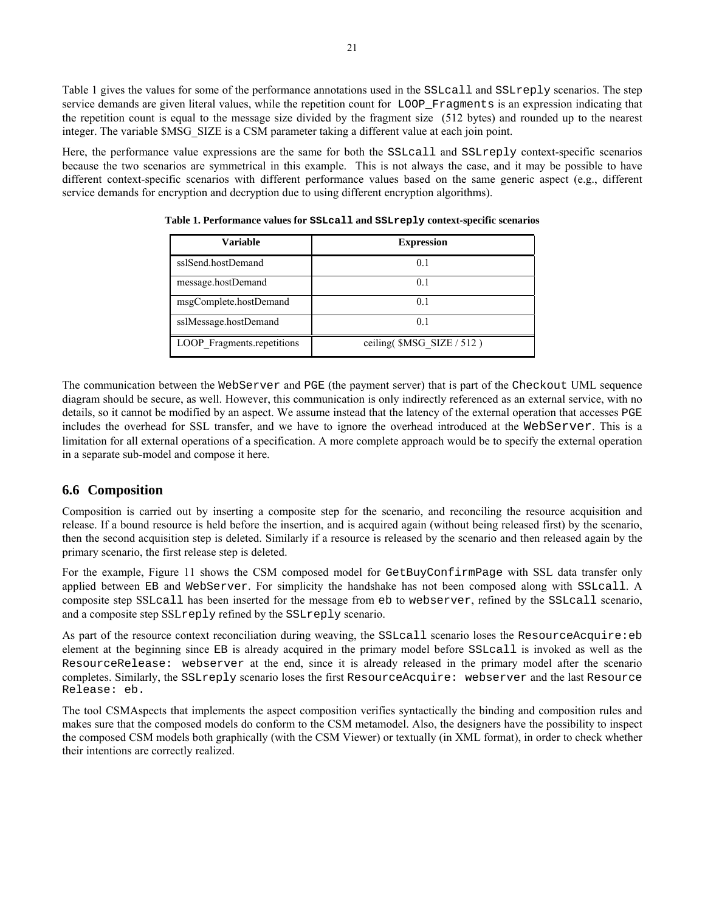Table 1 gives the values for some of the performance annotations used in the `SSLcall` and `SSLreply` scenarios. The step service demands are given literal values, while the repetition count for `LOOP_Fragments` is an expression indicating that the repetition count is equal to the message size divided by the fragment size (512 bytes) and rounded up to the nearest integer. The variable $MSG_SIZE is a CSM parameter taking a different value at each join point.

Here, the performance value expressions are the same for both the `SSLcall` and `SSLreply` context-specific scenarios because the two scenarios are symmetrical in this example. This is not always the case, and it may be possible to have different context-specific scenarios with different performance values based on the same generic aspect (e.g., different service demands for encryption and decryption due to using different encryption algorithms).

**Table 1. Performance values for `SSLcall` and `SSLreply` context-specific scenarios**

| Variable | Expression |
|---|---|
| sslSend.hostDemand | 0.1 |
| message.hostDemand | 0.1 |
| msgComplete.hostDemand | 0.1 |
| sslMessage.hostDemand | 0.1 |
| LOOP_Fragments.repetitions | ceiling( $MSG_SIZE / 512 ) |

The communication between the `WebServer` and `PGE` (the payment server) that is part of the `Checkout` UML sequence diagram should be secure, as well. However, this communication is only indirectly referenced as an external service, with no details, so it cannot be modified by an aspect. We assume instead that the latency of the external operation that accesses `PGE` includes the overhead for SSL transfer, and we have to ignore the overhead introduced at the `WebServer`. This is a limitation for all external operations of a specification. A more complete approach would be to specify the external operation in a separate sub-model and compose it here.

## 6.6 Composition

Composition is carried out by inserting a composite step for the scenario, and reconciling the resource acquisition and release. If a bound resource is held before the insertion, and is acquired again (without being released first) by the scenario, then the second acquisition step is deleted. Similarly if a resource is released by the scenario and then released again by the primary scenario, the first release step is deleted.

For the example, Figure 11 shows the CSM composed model for `GetBuyConfirmPage` with SSL data transfer only applied between `EB` and `WebServer`. For simplicity the handshake has not been composed along with `SSLcall`. A composite step SSL`call` has been inserted for the message from `eb` to `webserver`, refined by the `SSLcall` scenario, and a composite step SSL`reply` refined by the `SSLreply` scenario.

As part of the resource context reconciliation during weaving, the `SSLcall` scenario loses the `ResourceAcquire:eb` element at the beginning since `EB` is already acquired in the primary model before `SSLcall` is invoked as well as the `ResourceRelease: webserver` at the end, since it is already released in the primary model after the scenario completes. Similarly, the `SSLreply` scenario loses the first `ResourceAcquire: webserver` and the last `Resource Release: eb.`

The tool CSMAspects that implements the aspect composition verifies syntactically the binding and composition rules and makes sure that the composed models do conform to the CSM metamodel. Also, the designers have the possibility to inspect the composed CSM models both graphically (with the CSM Viewer) or textually (in XML format), in order to check whether their intentions are correctly realized.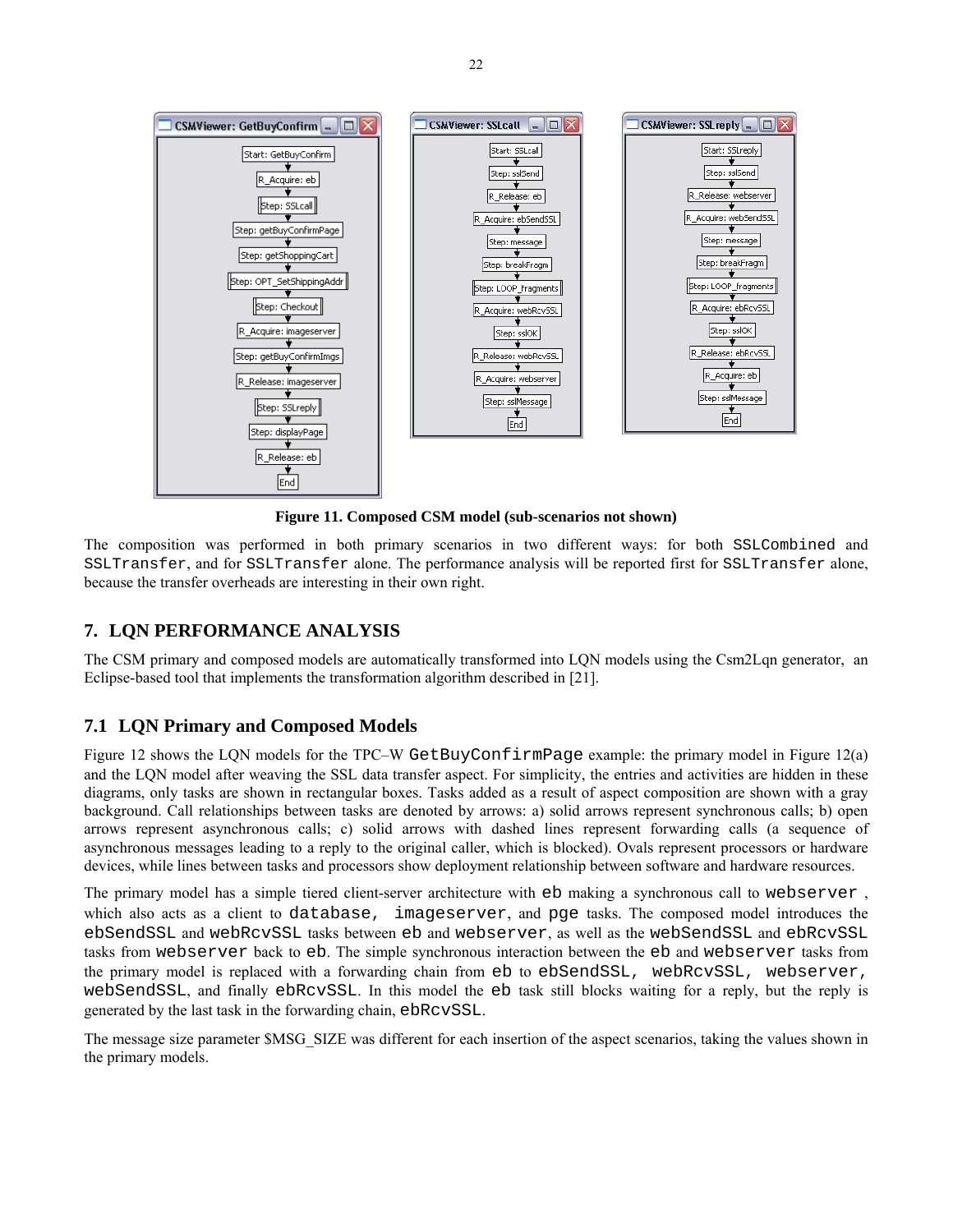Figure 11. Composed CSM model (sub-scenarios not shown)

The composition was performed in both primary scenarios in two different ways: for both `SSLCombined` and `SSLTransfer`, and for `SSLTransfer` alone. The performance analysis will be reported first for `SSLTransfer` alone, because the transfer overheads are interesting in their own right.

## 7. LQN PERFORMANCE ANALYSIS

The CSM primary and composed models are automatically transformed into LQN models using the Csm2Lqn generator, an Eclipse-based tool that implements the transformation algorithm described in [21].

### 7.1 LQN Primary and Composed Models

Figure 12 shows the LQN models for the TPC–W `GetBuyConfirmPage` example: the primary model in Figure 12(a) and the LQN model after weaving the SSL data transfer aspect. For simplicity, the entries and activities are hidden in these diagrams, only tasks are shown in rectangular boxes. Tasks added as a result of aspect composition are shown with a gray background. Call relationships between tasks are denoted by arrows: a) solid arrows represent synchronous calls; b) open arrows represent asynchronous calls; c) solid arrows with dashed lines represent forwarding calls (a sequence of asynchronous messages leading to a reply to the original caller, which is blocked). Ovals represent processors or hardware devices, while lines between tasks and processors show deployment relationship between software and hardware resources.

The primary model has a simple tiered client-server architecture with `eb` making a synchronous call to `webserver`, which also acts as a client to `database`, `imageserver`, and `pge` tasks. The composed model introduces the `ebSendSSL` and `webRcvSSL` tasks between `eb` and `webserver`, as well as the `webSendSSL` and `ebRcvSSL` tasks from `webserver` back to `eb`. The simple synchronous interaction between the `eb` and `webserver` tasks from the primary model is replaced with a forwarding chain from `eb` to `ebSendSSL`, `webRcvSSL`, `webserver`, `webSendSSL`, and finally `ebRcvSSL`. In this model the `eb` task still blocks waiting for a reply, but the reply is generated by the last task in the forwarding chain, `ebRcvSSL`.

The message size parameter $MSG_SIZE was different for each insertion of the aspect scenarios, taking the values shown in the primary models.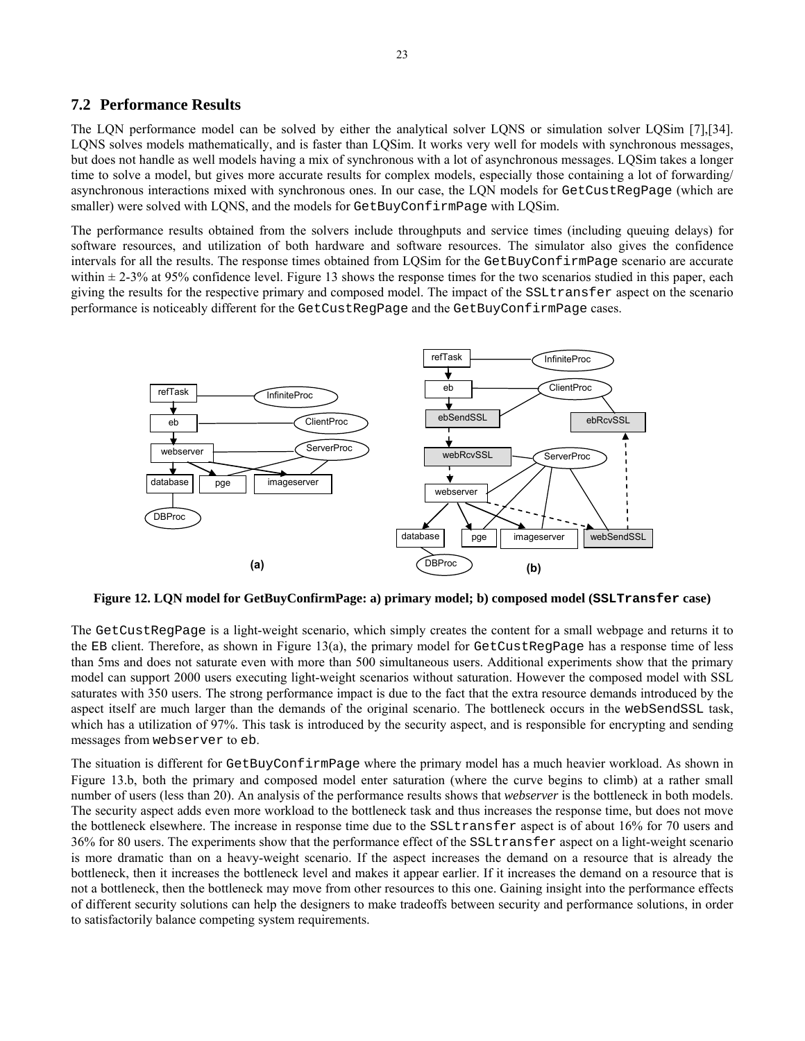## 7.2 Performance Results

The LQN performance model can be solved by either the analytical solver LQNS or simulation solver LQSim [7],[34]. LQNS solves models mathematically, and is faster than LQSim. It works very well for models with synchronous messages, but does not handle as well models having a mix of synchronous with a lot of asynchronous messages. LQSim takes a longer time to solve a model, but gives more accurate results for complex models, especially those containing a lot of forwarding/ asynchronous interactions mixed with synchronous ones. In our case, the LQN models for `GetCustRegPage` (which are smaller) were solved with LQNS, and the models for `GetBuyConfirmPage` with LQSim.

The performance results obtained from the solvers include throughputs and service times (including queuing delays) for software resources, and utilization of both hardware and software resources. The simulator also gives the confidence intervals for all the results. The response times obtained from LQSim for the `GetBuyConfirmPage` scenario are accurate within ± 2-3% at 95% confidence level. Figure 13 shows the response times for the two scenarios studied in this paper, each giving the results for the respective primary and composed model. The impact of the `SSLtransfer` aspect on the scenario performance is noticeably different for the `GetCustRegPage` and the `GetBuyConfirmPage` cases.

**Figure 12. LQN model for GetBuyConfirmPage: a) primary model; b) composed model (`SSLTransfer` case)**

The `GetCustRegPage` is a light-weight scenario, which simply creates the content for a small webpage and returns it to the `EB` client. Therefore, as shown in Figure 13(a), the primary model for `GetCustRegPage` has a response time of less than 5ms and does not saturate even with more than 500 simultaneous users. Additional experiments show that the primary model can support 2000 users executing light-weight scenarios without saturation. However the composed model with SSL saturates with 350 users. The strong performance impact is due to the fact that the extra resource demands introduced by the aspect itself are much larger than the demands of the original scenario. The bottleneck occurs in the `webSendSSL` task, which has a utilization of 97%. This task is introduced by the security aspect, and is responsible for encrypting and sending messages from `webserver` to `eb`.

The situation is different for `GetBuyConfirmPage` where the primary model has a much heavier workload. As shown in Figure 13.b, both the primary and composed model enter saturation (where the curve begins to climb) at a rather small number of users (less than 20). An analysis of the performance results shows that *webserver* is the bottleneck in both models. The security aspect adds even more workload to the bottleneck task and thus increases the response time, but does not move the bottleneck elsewhere. The increase in response time due to the `SSLtransfer` aspect is of about 16% for 70 users and 36% for 80 users. The experiments show that the performance effect of the `SSLtransfer` aspect on a light-weight scenario is more dramatic than on a heavy-weight scenario. If the aspect increases the demand on a resource that is already the bottleneck, then it increases the bottleneck level and makes it appear earlier. If it increases the demand on a resource that is not a bottleneck, then the bottleneck may move from other resources to this one. Gaining insight into the performance effects of different security solutions can help the designers to make tradeoffs between security and performance solutions, in order to satisfactorily balance competing system requirements.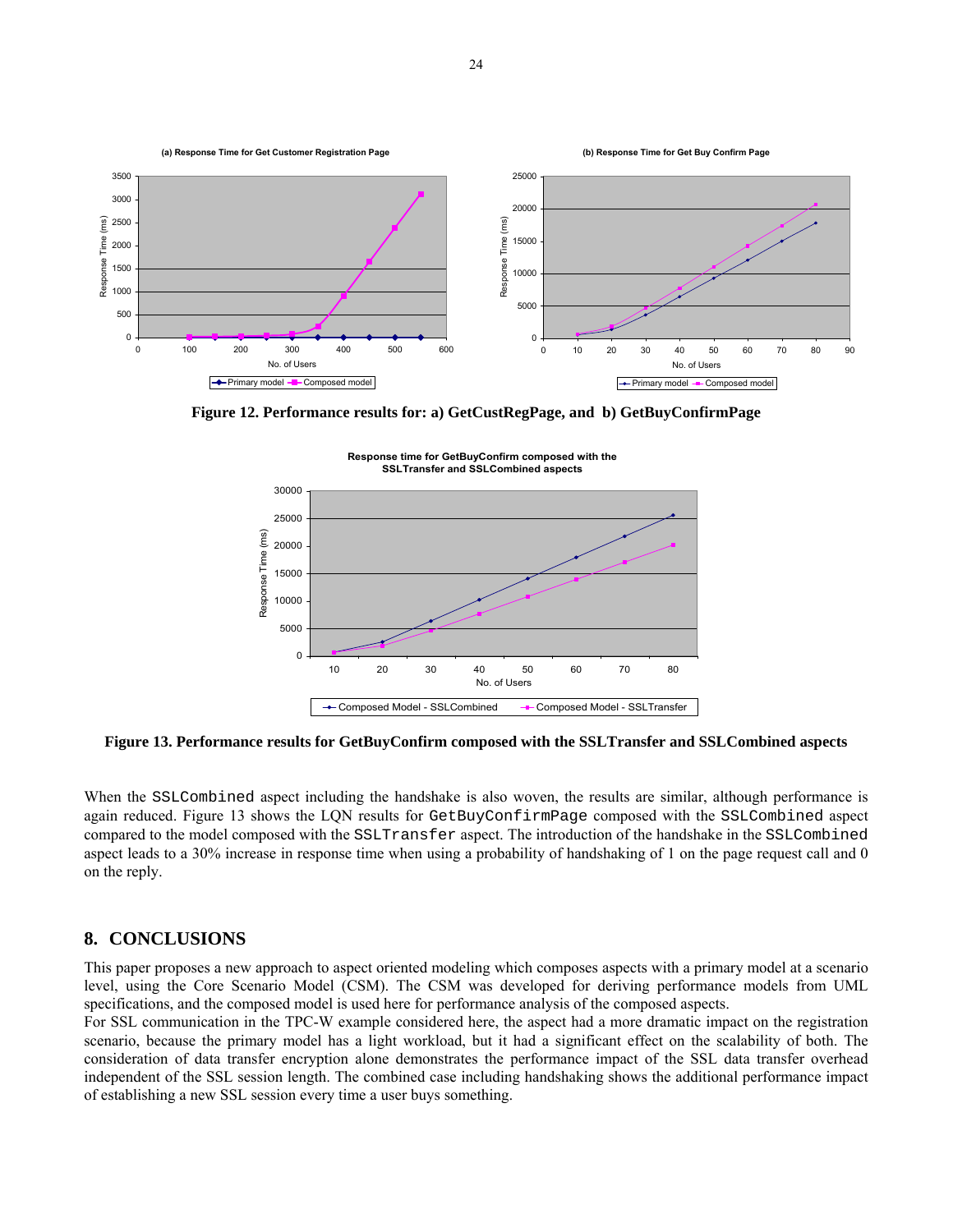**Figure 12. Performance results for: a) GetCustRegPage, and b) GetBuyConfirmPage**

**Figure 13. Performance results for GetBuyConfirm composed with the SSLTransfer and SSLCombined aspects**

When the `SSLCombined` aspect including the handshake is also woven, the results are similar, although performance is again reduced. Figure 13 shows the LQN results for `GetBuyConfirmPage` composed with the `SSLCombined` aspect compared to the model composed with the `SSLTransfer` aspect. The introduction of the handshake in the `SSLCombined` aspect leads to a 30% increase in response time when using a probability of handshaking of 1 on the page request call and 0 on the reply.

## 8. CONCLUSIONS

This paper proposes a new approach to aspect oriented modeling which composes aspects with a primary model at a scenario level, using the Core Scenario Model (CSM). The CSM was developed for deriving performance models from UML specifications, and the composed model is used here for performance analysis of the composed aspects.

For SSL communication in the TPC-W example considered here, the aspect had a more dramatic impact on the registration scenario, because the primary model has a light workload, but it had a significant effect on the scalability of both. The consideration of data transfer encryption alone demonstrates the performance impact of the SSL data transfer overhead independent of the SSL session length. The combined case including handshaking shows the additional performance impact of establishing a new SSL session every time a user buys something.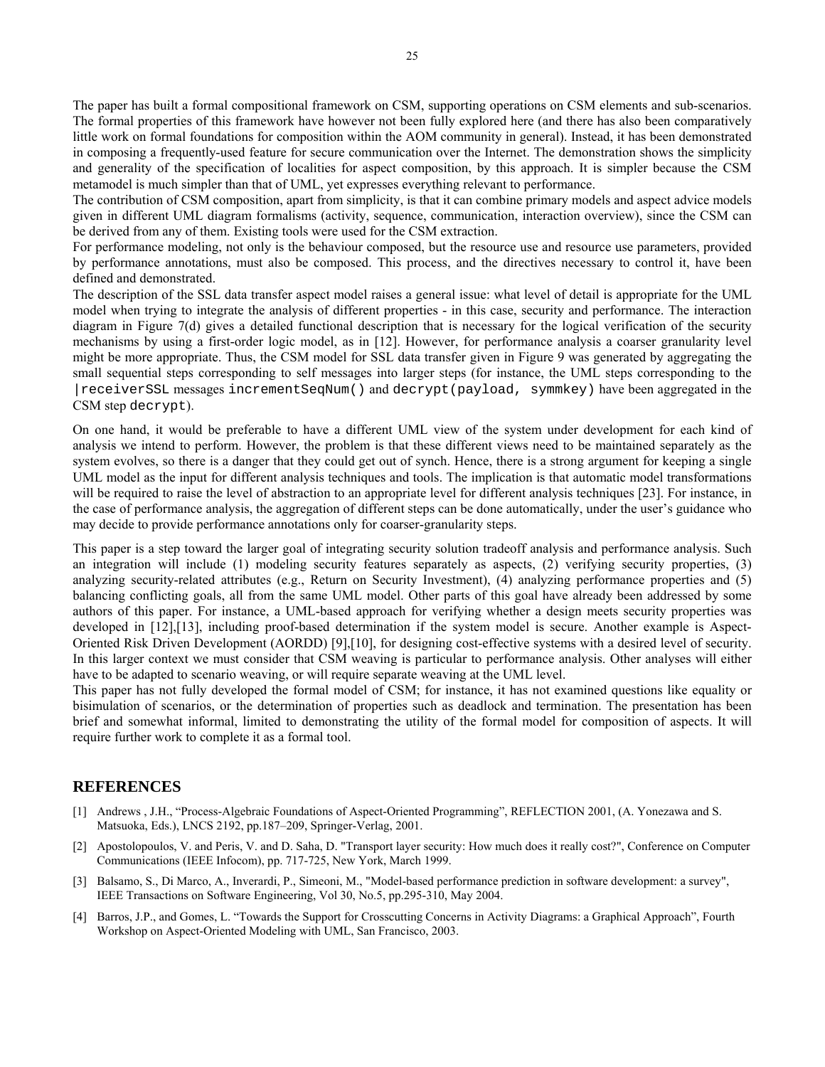The paper has built a formal compositional framework on CSM, supporting operations on CSM elements and sub-scenarios. The formal properties of this framework have however not been fully explored here (and there has also been comparatively little work on formal foundations for composition within the AOM community in general). Instead, it has been demonstrated in composing a frequently-used feature for secure communication over the Internet. The demonstration shows the simplicity and generality of the specification of localities for aspect composition, by this approach. It is simpler because the CSM metamodel is much simpler than that of UML, yet expresses everything relevant to performance.

The contribution of CSM composition, apart from simplicity, is that it can combine primary models and aspect advice models given in different UML diagram formalisms (activity, sequence, communication, interaction overview), since the CSM can be derived from any of them. Existing tools were used for the CSM extraction.

For performance modeling, not only is the behaviour composed, but the resource use and resource use parameters, provided by performance annotations, must also be composed. This process, and the directives necessary to control it, have been defined and demonstrated.

The description of the SSL data transfer aspect model raises a general issue: what level of detail is appropriate for the UML model when trying to integrate the analysis of different properties - in this case, security and performance. The interaction diagram in Figure 7(d) gives a detailed functional description that is necessary for the logical verification of the security mechanisms by using a first-order logic model, as in [12]. However, for performance analysis a coarser granularity level might be more appropriate. Thus, the CSM model for SSL data transfer given in Figure 9 was generated by aggregating the small sequential steps corresponding to self messages into larger steps (for instance, the UML steps corresponding to the `|receiverSSL` messages `incrementSeqNum()` and `decrypt(payload, symmkey)` have been aggregated in the CSM step `decrypt`).

On one hand, it would be preferable to have a different UML view of the system under development for each kind of analysis we intend to perform. However, the problem is that these different views need to be maintained separately as the system evolves, so there is a danger that they could get out of synch. Hence, there is a strong argument for keeping a single UML model as the input for different analysis techniques and tools. The implication is that automatic model transformations will be required to raise the level of abstraction to an appropriate level for different analysis techniques [23]. For instance, in the case of performance analysis, the aggregation of different steps can be done automatically, under the user's guidance who may decide to provide performance annotations only for coarser-granularity steps.

This paper is a step toward the larger goal of integrating security solution tradeoff analysis and performance analysis. Such an integration will include (1) modeling security features separately as aspects, (2) verifying security properties, (3) analyzing security-related attributes (e.g., Return on Security Investment), (4) analyzing performance properties and (5) balancing conflicting goals, all from the same UML model. Other parts of this goal have already been addressed by some authors of this paper. For instance, a UML-based approach for verifying whether a design meets security properties was developed in [12],[13], including proof-based determination if the system model is secure. Another example is Aspect-Oriented Risk Driven Development (AORDD) [9],[10], for designing cost-effective systems with a desired level of security. In this larger context we must consider that CSM weaving is particular to performance analysis. Other analyses will either have to be adapted to scenario weaving, or will require separate weaving at the UML level.

This paper has not fully developed the formal model of CSM; for instance, it has not examined questions like equality or bisimulation of scenarios, or the determination of properties such as deadlock and termination. The presentation has been brief and somewhat informal, limited to demonstrating the utility of the formal model for composition of aspects. It will require further work to complete it as a formal tool.

## REFERENCES

[1] Andrews , J.H., "Process-Algebraic Foundations of Aspect-Oriented Programming", REFLECTION 2001, (A. Yonezawa and S. Matsuoka, Eds.), LNCS 2192, pp.187–209, Springer-Verlag, 2001.

[2] Apostolopoulos, V. and Peris, V. and D. Saha, D. "Transport layer security: How much does it really cost?", Conference on Computer Communications (IEEE Infocom), pp. 717-725, New York, March 1999.

[3] Balsamo, S., Di Marco, A., Inverardi, P., Simeoni, M., "Model-based performance prediction in software development: a survey", IEEE Transactions on Software Engineering, Vol 30, No.5, pp.295-310, May 2004.

[4] Barros, J.P., and Gomes, L. "Towards the Support for Crosscutting Concerns in Activity Diagrams: a Graphical Approach", Fourth Workshop on Aspect-Oriented Modeling with UML, San Francisco, 2003.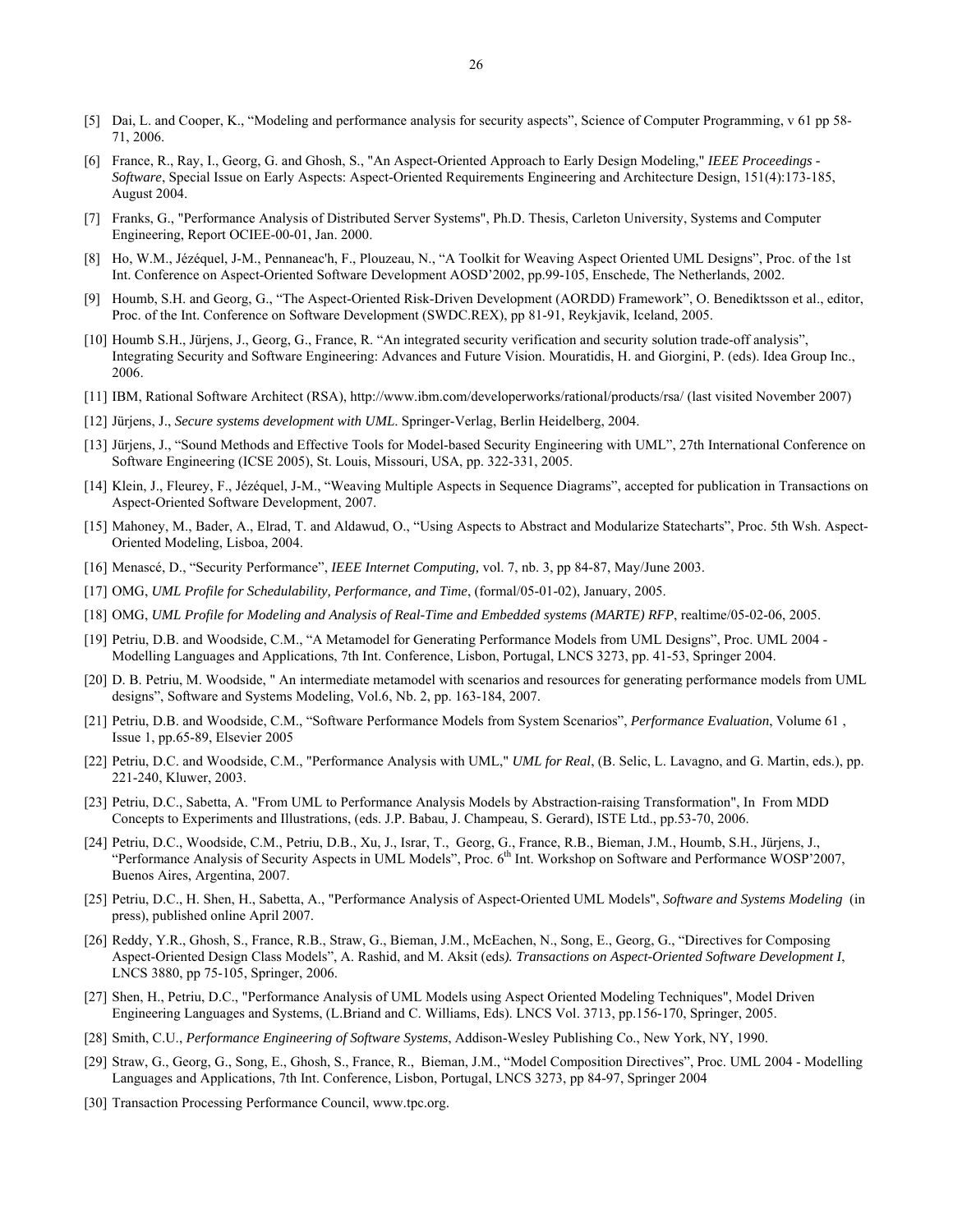[5] Dai, L. and Cooper, K., "Modeling and performance analysis for security aspects", Science of Computer Programming, v 61 pp 58-71, 2006.

[6] France, R., Ray, I., Georg, G. and Ghosh, S., "An Aspect-Oriented Approach to Early Design Modeling," *IEEE Proceedings - Software*, Special Issue on Early Aspects: Aspect-Oriented Requirements Engineering and Architecture Design, 151(4):173-185, August 2004.

[7] Franks, G., "Performance Analysis of Distributed Server Systems", Ph.D. Thesis, Carleton University, Systems and Computer Engineering, Report OCIEE-00-01, Jan. 2000.

[8] Ho, W.M., Jézéquel, J-M., Pennaneac'h, F., Plouzeau, N., "A Toolkit for Weaving Aspect Oriented UML Designs", Proc. of the 1st Int. Conference on Aspect-Oriented Software Development AOSD'2002, pp.99-105, Enschede, The Netherlands, 2002.

[9] Houmb, S.H. and Georg, G., "The Aspect-Oriented Risk-Driven Development (AORDD) Framework", O. Benediktsson et al., editor, Proc. of the Int. Conference on Software Development (SWDC.REX), pp 81-91, Reykjavik, Iceland, 2005.

[10] Houmb S.H., Jürjens, J., Georg, G., France, R. "An integrated security verification and security solution trade-off analysis", Integrating Security and Software Engineering: Advances and Future Vision. Mouratidis, H. and Giorgini, P. (eds). Idea Group Inc., 2006.

[11] IBM, Rational Software Architect (RSA), http://www.ibm.com/developerworks/rational/products/rsa/ (last visited November 2007)

[12] Jürjens, J., *Secure systems development with UML*. Springer-Verlag, Berlin Heidelberg, 2004.

[13] Jürjens, J., "Sound Methods and Effective Tools for Model-based Security Engineering with UML", 27th International Conference on Software Engineering (ICSE 2005), St. Louis, Missouri, USA, pp. 322-331, 2005.

[14] Klein, J., Fleurey, F., Jézéquel, J-M., "Weaving Multiple Aspects in Sequence Diagrams", accepted for publication in Transactions on Aspect-Oriented Software Development, 2007.

[15] Mahoney, M., Bader, A., Elrad, T. and Aldawud, O., "Using Aspects to Abstract and Modularize Statecharts", Proc. 5th Wsh. Aspect-Oriented Modeling, Lisboa, 2004.

[16] Menascé, D., "Security Performance", *IEEE Internet Computing,* vol. 7, nb. 3, pp 84-87, May/June 2003.

[17] OMG, *UML Profile for Schedulability, Performance, and Time*, (formal/05-01-02), January, 2005.

[18] OMG, *UML Profile for Modeling and Analysis of Real-Time and Embedded systems (MARTE) RFP*, realtime/05-02-06, 2005.

[19] Petriu, D.B. and Woodside, C.M., "A Metamodel for Generating Performance Models from UML Designs", Proc. UML 2004 - Modelling Languages and Applications, 7th Int. Conference, Lisbon, Portugal, LNCS 3273, pp. 41-53, Springer 2004.

[20] D. B. Petriu, M. Woodside, " An intermediate metamodel with scenarios and resources for generating performance models from UML designs", Software and Systems Modeling, Vol.6, Nb. 2, pp. 163-184, 2007.

[21] Petriu, D.B. and Woodside, C.M., "Software Performance Models from System Scenarios", *Performance Evaluation*, Volume 61 , Issue 1, pp.65-89, Elsevier 2005

[22] Petriu, D.C. and Woodside, C.M., "Performance Analysis with UML," *UML for Real*, (B. Selic, L. Lavagno, and G. Martin, eds.), pp. 221-240, Kluwer, 2003.

[23] Petriu, D.C., Sabetta, A. "From UML to Performance Analysis Models by Abstraction-raising Transformation", In From MDD Concepts to Experiments and Illustrations, (eds. J.P. Babau, J. Champeau, S. Gerard), ISTE Ltd., pp.53-70, 2006.

[24] Petriu, D.C., Woodside, C.M., Petriu, D.B., Xu, J., Israr, T., Georg, G., France, R.B., Bieman, J.M., Houmb, S.H., Jürjens, J., "Performance Analysis of Security Aspects in UML Models", Proc. 6th Int. Workshop on Software and Performance WOSP'2007, Buenos Aires, Argentina, 2007.

[25] Petriu, D.C., H. Shen, H., Sabetta, A., "Performance Analysis of Aspect-Oriented UML Models", *Software and Systems Modeling* (in press), published online April 2007.

[26] Reddy, Y.R., Ghosh, S., France, R.B., Straw, G., Bieman, J.M., McEachen, N., Song, E., Georg, G., "Directives for Composing Aspect-Oriented Design Class Models", A. Rashid, and M. Aksit (eds*). Transactions on Aspect-Oriented Software Development I*, LNCS 3880, pp 75-105, Springer, 2006.

[27] Shen, H., Petriu, D.C., "Performance Analysis of UML Models using Aspect Oriented Modeling Techniques", Model Driven Engineering Languages and Systems, (L.Briand and C. Williams, Eds). LNCS Vol. 3713, pp.156-170, Springer, 2005.

[28] Smith, C.U., *Performance Engineering of Software Systems*, Addison-Wesley Publishing Co., New York, NY, 1990.

[29] Straw, G., Georg, G., Song, E., Ghosh, S., France, R., Bieman, J.M., "Model Composition Directives", Proc. UML 2004 - Modelling Languages and Applications, 7th Int. Conference, Lisbon, Portugal, LNCS 3273, pp 84-97, Springer 2004

[30] Transaction Processing Performance Council, www.tpc.org.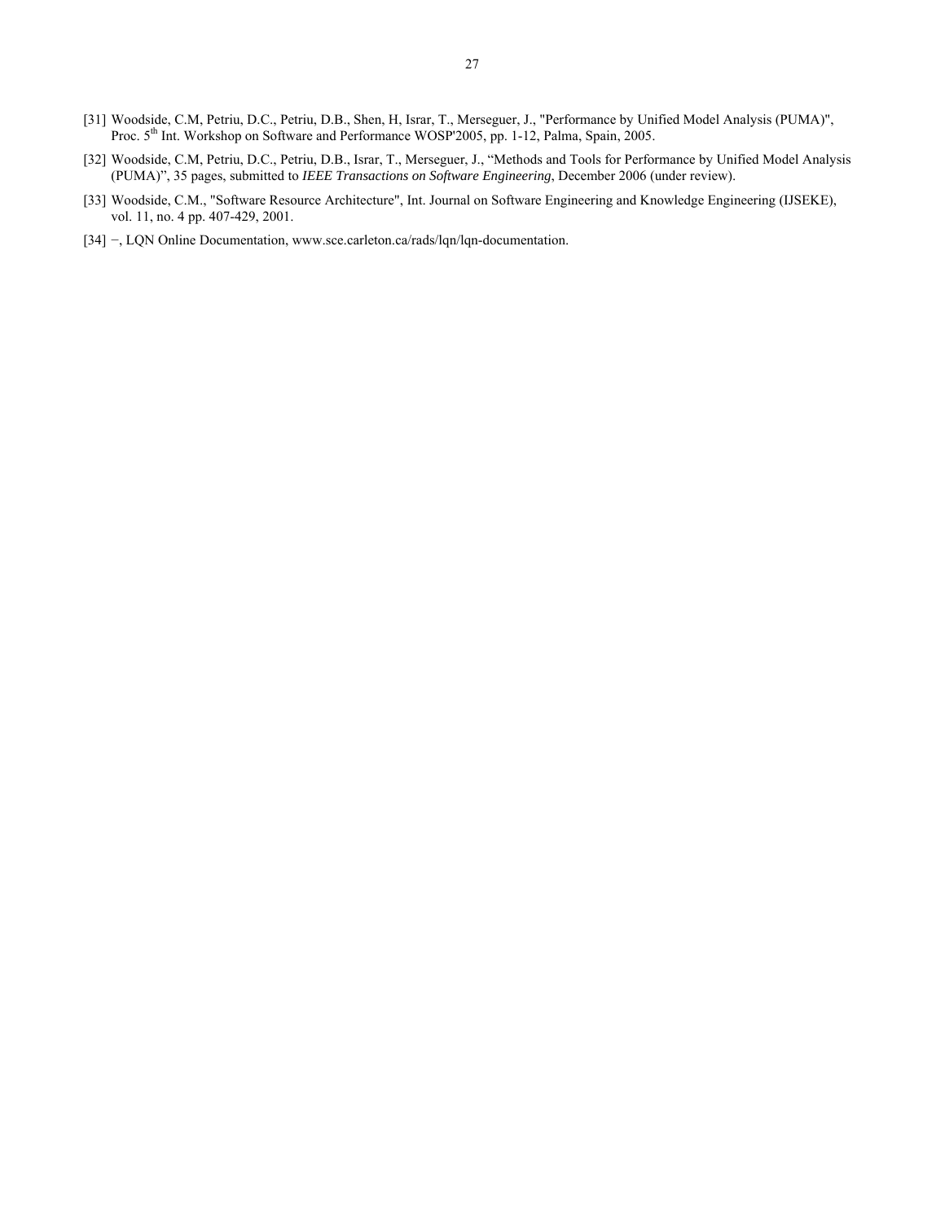[31] Woodside, C.M, Petriu, D.C., Petriu, D.B., Shen, H, Israr, T., Merseguer, J., "Performance by Unified Model Analysis (PUMA)", Proc. 5th Int. Workshop on Software and Performance WOSP'2005, pp. 1-12, Palma, Spain, 2005.

[32] Woodside, C.M, Petriu, D.C., Petriu, D.B., Israr, T., Merseguer, J., "Methods and Tools for Performance by Unified Model Analysis (PUMA)", 35 pages, submitted to *IEEE Transactions on Software Engineering*, December 2006 (under review).

[33] Woodside, C.M., "Software Resource Architecture", Int. Journal on Software Engineering and Knowledge Engineering (IJSEKE), vol. 11, no. 4 pp. 407-429, 2001.

[34] −, LQN Online Documentation, www.sce.carleton.ca/rads/lqn/lqn-documentation.